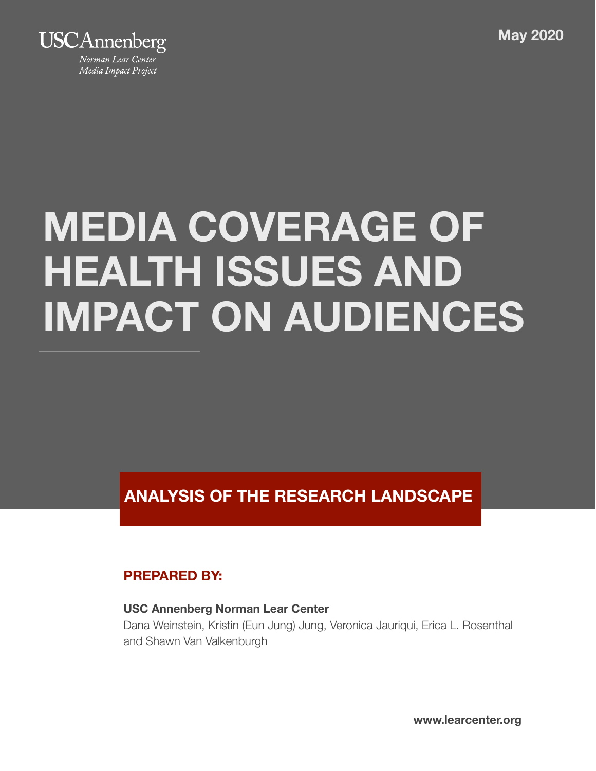USC Annenberg

*Norman Lear Center*
*Media Impact Project*

May 2020

# MEDIA COVERAGE OF HEALTH ISSUES AND IMPACT ON AUDIENCES

## ANALYSIS OF THE RESEARCH LANDSCAPE

**PREPARED BY:**

**USC Annenberg Norman Lear Center**
Dana Weinstein, Kristin (Eun Jung) Jung, Veronica Jauriqui, Erica L. Rosenthal and Shawn Van Valkenburgh

**www.learcenter.org**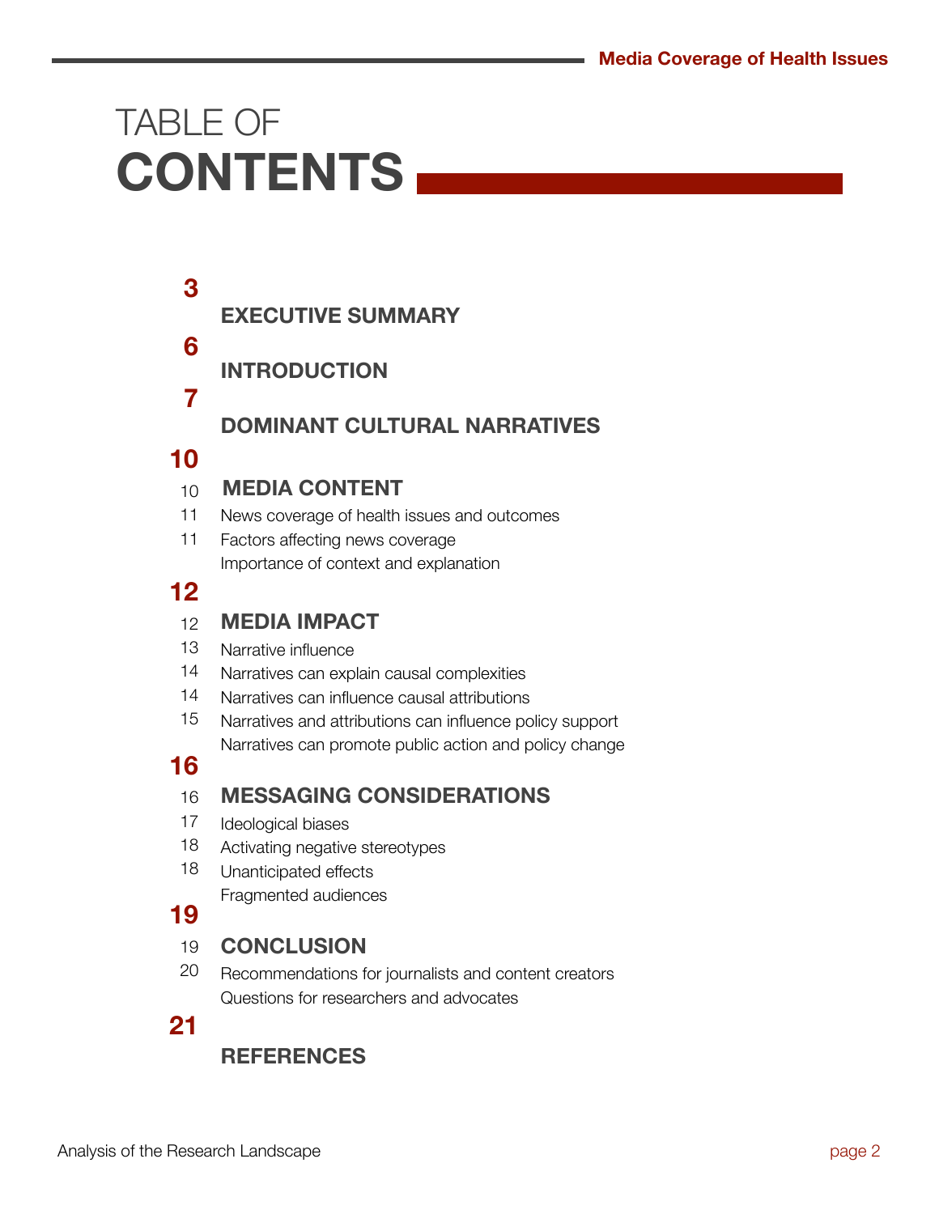# TABLE OF CONTENTS

**3**

**EXECUTIVE SUMMARY**

**6**

**INTRODUCTION**

**7**

**DOMINANT CULTURAL NARRATIVES**

**10**

10 **MEDIA CONTENT**

11 News coverage of health issues and outcomes

11 Factors affecting news coverage

Importance of context and explanation

**12**

12 **MEDIA IMPACT**

13 Narrative influence

14 Narratives can explain causal complexities

14 Narratives can influence causal attributions

15 Narratives and attributions can influence policy support

Narratives can promote public action and policy change

**16**

16 **MESSAGING CONSIDERATIONS**

17 Ideological biases

18 Activating negative stereotypes

18 Unanticipated effects

Fragmented audiences

**19**

19 **CONCLUSION**

20 Recommendations for journalists and content creators

Questions for researchers and advocates

**21**

**REFERENCES**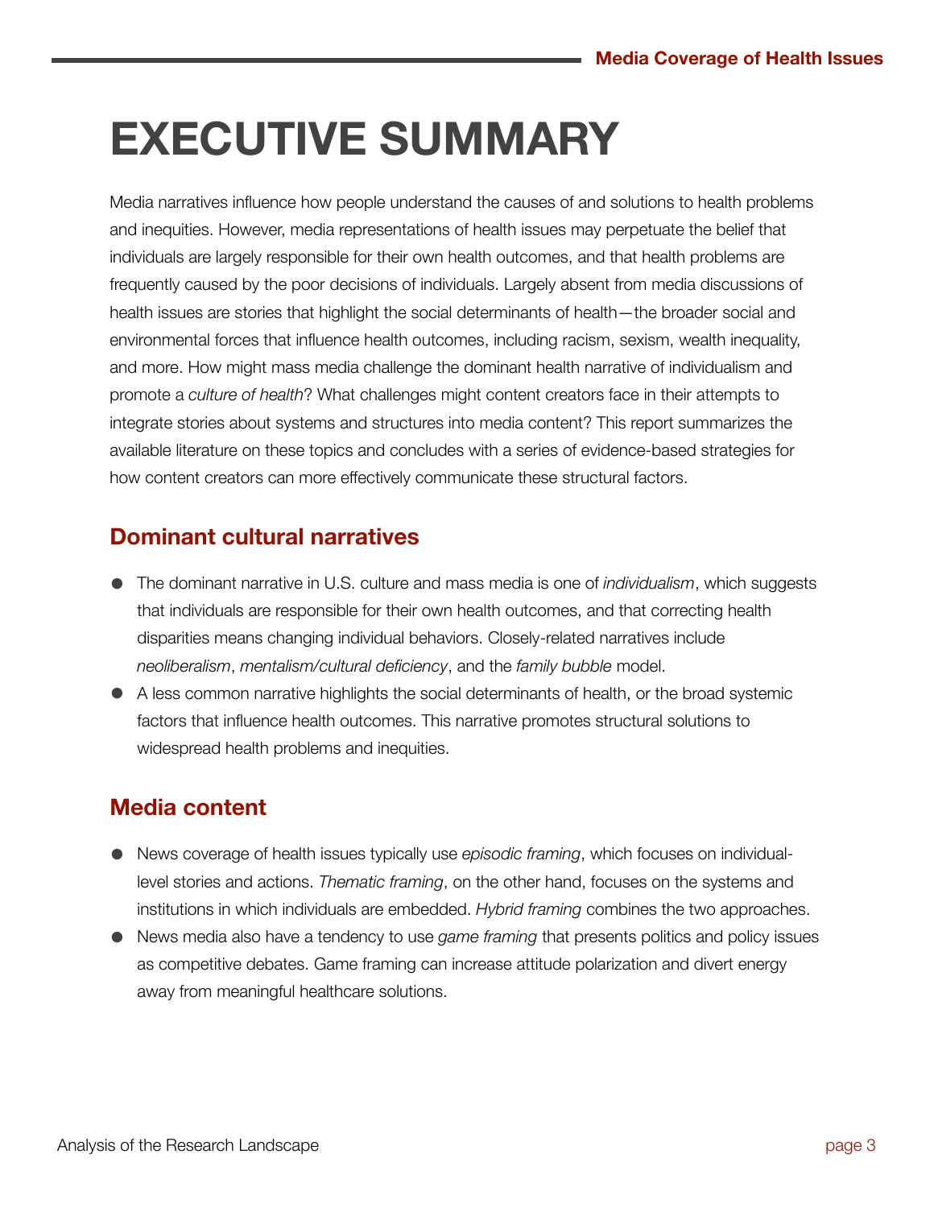# EXECUTIVE SUMMARY

Media narratives influence how people understand the causes of and solutions to health problems and inequities. However, media representations of health issues may perpetuate the belief that individuals are largely responsible for their own health outcomes, and that health problems are frequently caused by the poor decisions of individuals. Largely absent from media discussions of health issues are stories that highlight the social determinants of health—the broader social and environmental forces that influence health outcomes, including racism, sexism, wealth inequality, and more. How might mass media challenge the dominant health narrative of individualism and promote a *culture of health*? What challenges might content creators face in their attempts to integrate stories about systems and structures into media content? This report summarizes the available literature on these topics and concludes with a series of evidence-based strategies for how content creators can more effectively communicate these structural factors.

## Dominant cultural narratives

- The dominant narrative in U.S. culture and mass media is one of *individualism*, which suggests that individuals are responsible for their own health outcomes, and that correcting health disparities means changing individual behaviors. Closely-related narratives include *neoliberalism*, *mentalism/cultural deficiency*, and the *family bubble* model.
- A less common narrative highlights the social determinants of health, or the broad systemic factors that influence health outcomes. This narrative promotes structural solutions to widespread health problems and inequities.

## Media content

- News coverage of health issues typically use *episodic framing*, which focuses on individual-level stories and actions. *Thematic framing*, on the other hand, focuses on the systems and institutions in which individuals are embedded. *Hybrid framing* combines the two approaches.
- News media also have a tendency to use *game framing* that presents politics and policy issues as competitive debates. Game framing can increase attitude polarization and divert energy away from meaningful healthcare solutions.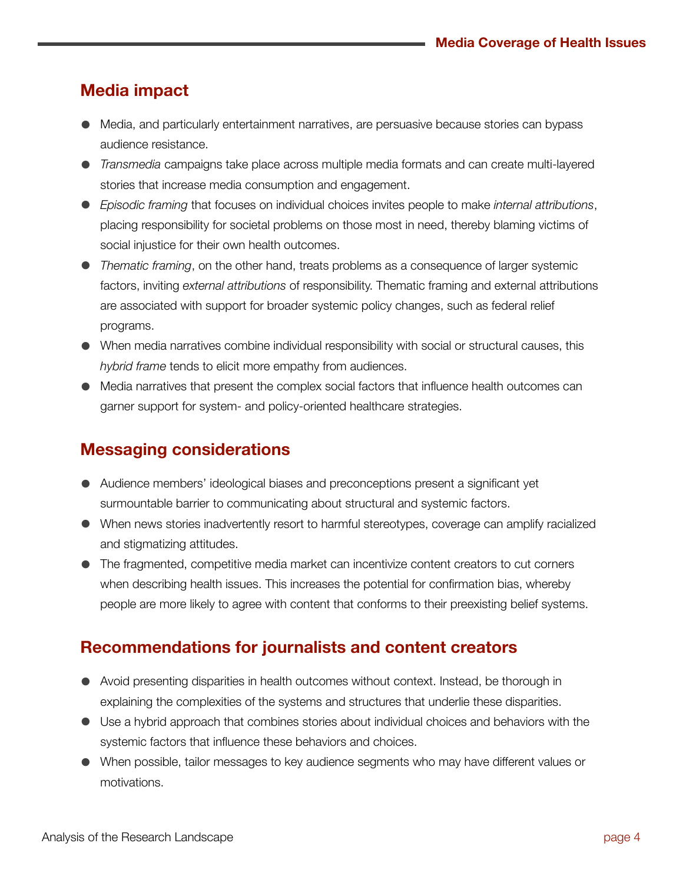## Media impact

- Media, and particularly entertainment narratives, are persuasive because stories can bypass audience resistance.
- *Transmedia* campaigns take place across multiple media formats and can create multi-layered stories that increase media consumption and engagement.
- *Episodic framing* that focuses on individual choices invites people to make *internal attributions*, placing responsibility for societal problems on those most in need, thereby blaming victims of social injustice for their own health outcomes.
- *Thematic framing*, on the other hand, treats problems as a consequence of larger systemic factors, inviting *external attributions* of responsibility. Thematic framing and external attributions are associated with support for broader systemic policy changes, such as federal relief programs.
- When media narratives combine individual responsibility with social or structural causes, this *hybrid frame* tends to elicit more empathy from audiences.
- Media narratives that present the complex social factors that influence health outcomes can garner support for system- and policy-oriented healthcare strategies.

## Messaging considerations

- Audience members' ideological biases and preconceptions present a significant yet surmountable barrier to communicating about structural and systemic factors.
- When news stories inadvertently resort to harmful stereotypes, coverage can amplify racialized and stigmatizing attitudes.
- The fragmented, competitive media market can incentivize content creators to cut corners when describing health issues. This increases the potential for confirmation bias, whereby people are more likely to agree with content that conforms to their preexisting belief systems.

## Recommendations for journalists and content creators

- Avoid presenting disparities in health outcomes without context. Instead, be thorough in explaining the complexities of the systems and structures that underlie these disparities.
- Use a hybrid approach that combines stories about individual choices and behaviors with the systemic factors that influence these behaviors and choices.
- When possible, tailor messages to key audience segments who may have different values or motivations.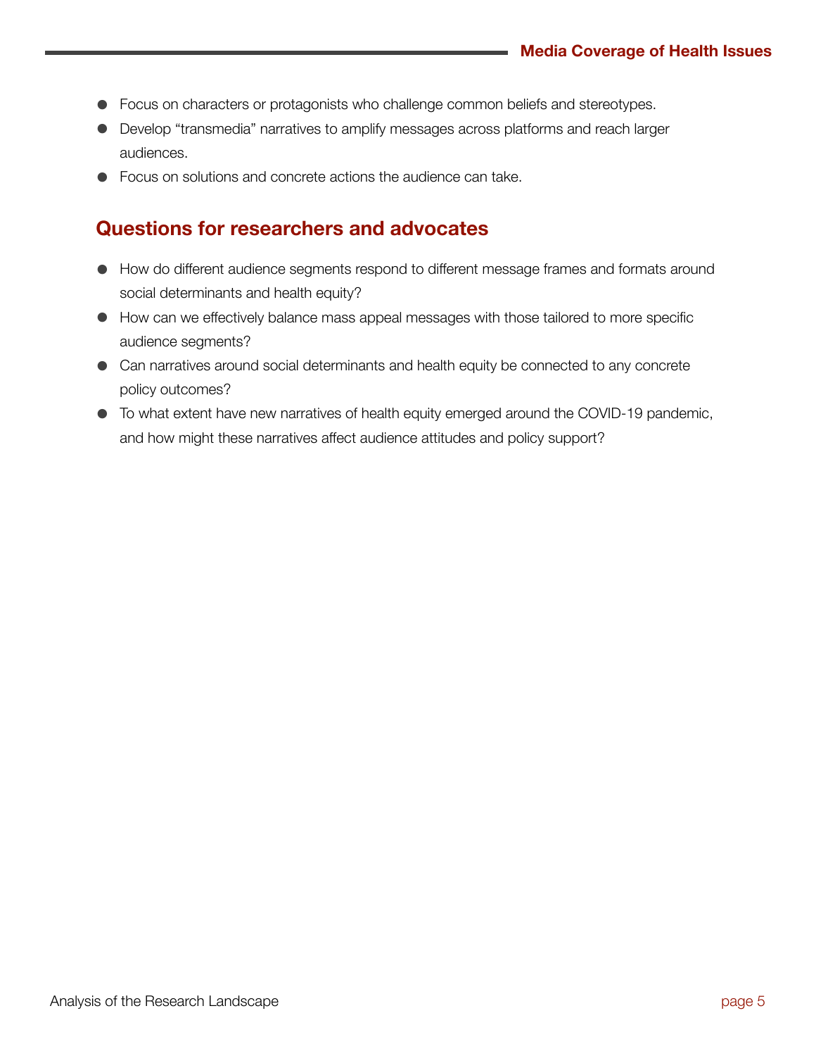- Focus on characters or protagonists who challenge common beliefs and stereotypes.
- Develop “transmedia” narratives to amplify messages across platforms and reach larger audiences.
- Focus on solutions and concrete actions the audience can take.

## Questions for researchers and advocates

- How do different audience segments respond to different message frames and formats around social determinants and health equity?
- How can we effectively balance mass appeal messages with those tailored to more specific audience segments?
- Can narratives around social determinants and health equity be connected to any concrete policy outcomes?
- To what extent have new narratives of health equity emerged around the COVID-19 pandemic, and how might these narratives affect audience attitudes and policy support?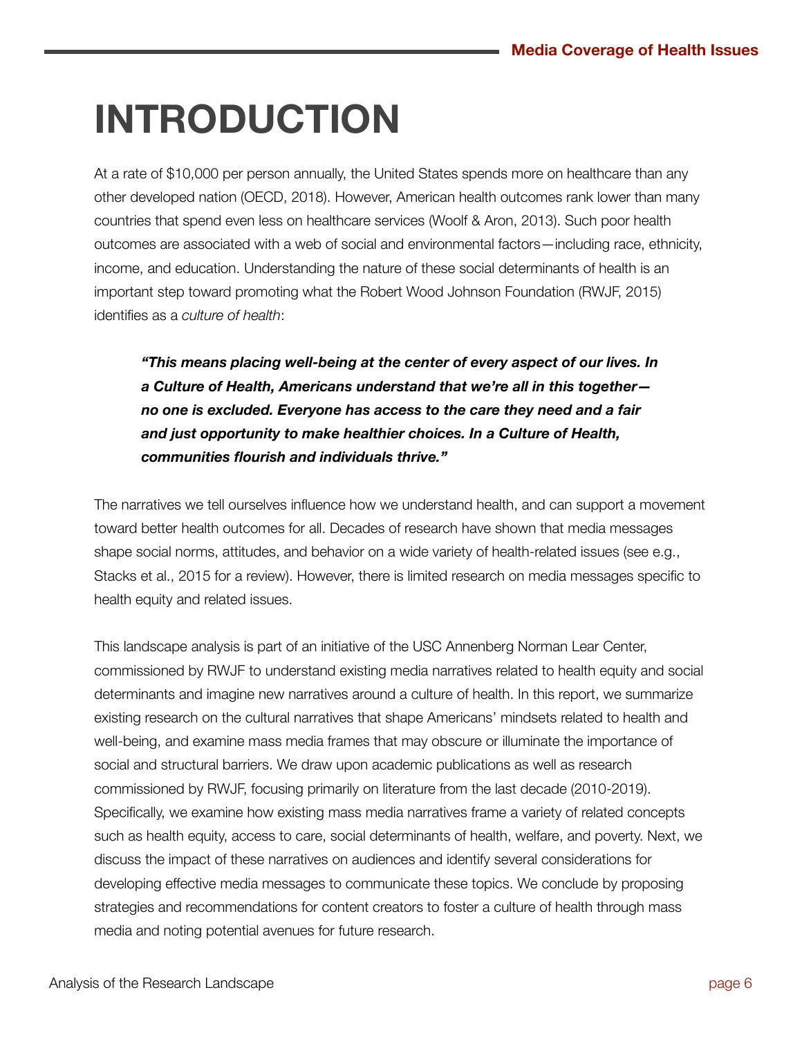# INTRODUCTION

At a rate of $10,000 per person annually, the United States spends more on healthcare than any other developed nation (OECD, 2018). However, American health outcomes rank lower than many countries that spend even less on healthcare services (Woolf & Aron, 2013). Such poor health outcomes are associated with a web of social and environmental factors—including race, ethnicity, income, and education. Understanding the nature of these social determinants of health is an important step toward promoting what the Robert Wood Johnson Foundation (RWJF, 2015) identifies as a *culture of health*:

> ***"This means placing well-being at the center of every aspect of our lives. In a Culture of Health, Americans understand that we're all in this together—no one is excluded. Everyone has access to the care they need and a fair and just opportunity to make healthier choices. In a Culture of Health, communities flourish and individuals thrive."***

The narratives we tell ourselves influence how we understand health, and can support a movement toward better health outcomes for all. Decades of research have shown that media messages shape social norms, attitudes, and behavior on a wide variety of health-related issues (see e.g., Stacks et al., 2015 for a review). However, there is limited research on media messages specific to health equity and related issues.

This landscape analysis is part of an initiative of the USC Annenberg Norman Lear Center, commissioned by RWJF to understand existing media narratives related to health equity and social determinants and imagine new narratives around a culture of health. In this report, we summarize existing research on the cultural narratives that shape Americans' mindsets related to health and well-being, and examine mass media frames that may obscure or illuminate the importance of social and structural barriers. We draw upon academic publications as well as research commissioned by RWJF, focusing primarily on literature from the last decade (2010-2019). Specifically, we examine how existing mass media narratives frame a variety of related concepts such as health equity, access to care, social determinants of health, welfare, and poverty. Next, we discuss the impact of these narratives on audiences and identify several considerations for developing effective media messages to communicate these topics. We conclude by proposing strategies and recommendations for content creators to foster a culture of health through mass media and noting potential avenues for future research.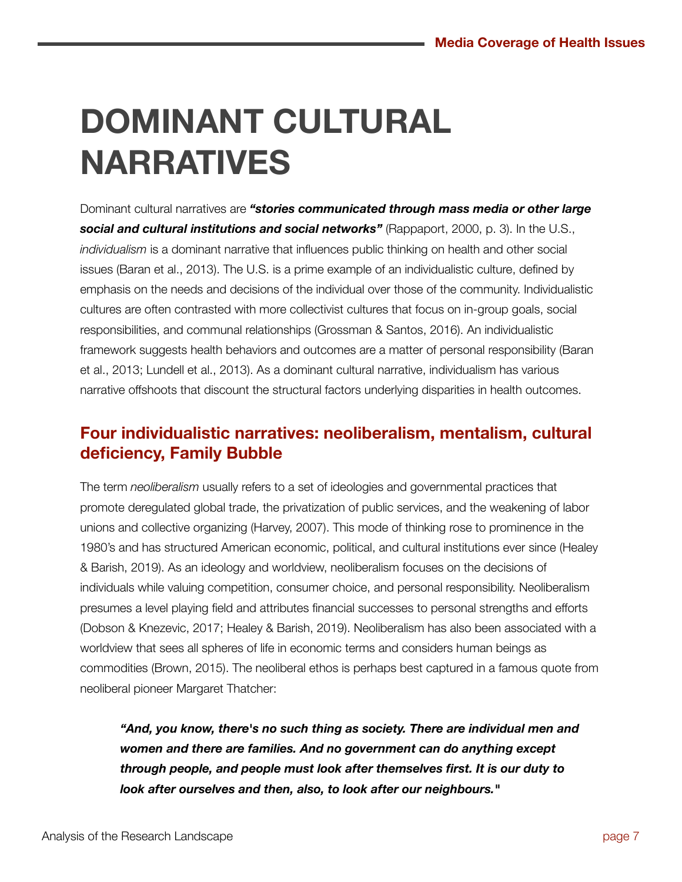# DOMINANT CULTURAL NARRATIVES

Dominant cultural narratives are ***"stories communicated through mass media or other large social and cultural institutions and social networks"*** (Rappaport, 2000, p. 3). In the U.S., *individualism* is a dominant narrative that influences public thinking on health and other social issues (Baran et al., 2013). The U.S. is a prime example of an individualistic culture, defined by emphasis on the needs and decisions of the individual over those of the community. Individualistic cultures are often contrasted with more collectivist cultures that focus on in-group goals, social responsibilities, and communal relationships (Grossman & Santos, 2016). An individualistic framework suggests health behaviors and outcomes are a matter of personal responsibility (Baran et al., 2013; Lundell et al., 2013). As a dominant cultural narrative, individualism has various narrative offshoots that discount the structural factors underlying disparities in health outcomes.

## Four individualistic narratives: neoliberalism, mentalism, cultural deficiency, Family Bubble

The term *neoliberalism* usually refers to a set of ideologies and governmental practices that promote deregulated global trade, the privatization of public services, and the weakening of labor unions and collective organizing (Harvey, 2007). This mode of thinking rose to prominence in the 1980's and has structured American economic, political, and cultural institutions ever since (Healey & Barish, 2019). As an ideology and worldview, neoliberalism focuses on the decisions of individuals while valuing competition, consumer choice, and personal responsibility. Neoliberalism presumes a level playing field and attributes financial successes to personal strengths and efforts (Dobson & Knezevic, 2017; Healey & Barish, 2019). Neoliberalism has also been associated with a worldview that sees all spheres of life in economic terms and considers human beings as commodities (Brown, 2015). The neoliberal ethos is perhaps best captured in a famous quote from neoliberal pioneer Margaret Thatcher:

> ***"And, you know, there's no such thing as society. There are individual men and women and there are families. And no government can do anything except through people, and people must look after themselves first. It is our duty to look after ourselves and then, also, to look after our neighbours."***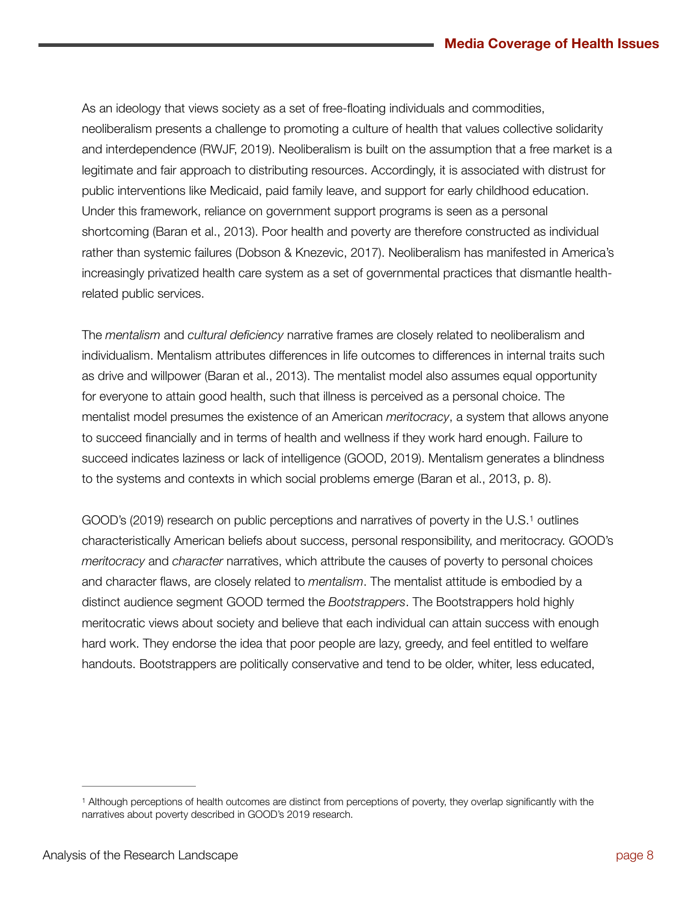As an ideology that views society as a set of free-floating individuals and commodities, neoliberalism presents a challenge to promoting a culture of health that values collective solidarity and interdependence (RWJF, 2019). Neoliberalism is built on the assumption that a free market is a legitimate and fair approach to distributing resources. Accordingly, it is associated with distrust for public interventions like Medicaid, paid family leave, and support for early childhood education. Under this framework, reliance on government support programs is seen as a personal shortcoming (Baran et al., 2013). Poor health and poverty are therefore constructed as individual rather than systemic failures (Dobson & Knezevic, 2017). Neoliberalism has manifested in America's increasingly privatized health care system as a set of governmental practices that dismantle health-related public services.

The *mentalism* and *cultural deficiency* narrative frames are closely related to neoliberalism and individualism. Mentalism attributes differences in life outcomes to differences in internal traits such as drive and willpower (Baran et al., 2013). The mentalist model also assumes equal opportunity for everyone to attain good health, such that illness is perceived as a personal choice. The mentalist model presumes the existence of an American *meritocracy*, a system that allows anyone to succeed financially and in terms of health and wellness if they work hard enough. Failure to succeed indicates laziness or lack of intelligence (GOOD, 2019). Mentalism generates a blindness to the systems and contexts in which social problems emerge (Baran et al., 2013, p. 8).

GOOD's (2019) research on public perceptions and narratives of poverty in the U.S.[1] outlines characteristically American beliefs about success, personal responsibility, and meritocracy. GOOD's *meritocracy* and *character* narratives, which attribute the causes of poverty to personal choices and character flaws, are closely related to *mentalism*. The mentalist attitude is embodied by a distinct audience segment GOOD termed the *Bootstrappers*. The Bootstrappers hold highly meritocratic views about society and believe that each individual can attain success with enough hard work. They endorse the idea that poor people are lazy, greedy, and feel entitled to welfare handouts. Bootstrappers are politically conservative and tend to be older, whiter, less educated,

---

[1] Although perceptions of health outcomes are distinct from perceptions of poverty, they overlap significantly with the narratives about poverty described in GOOD's 2019 research.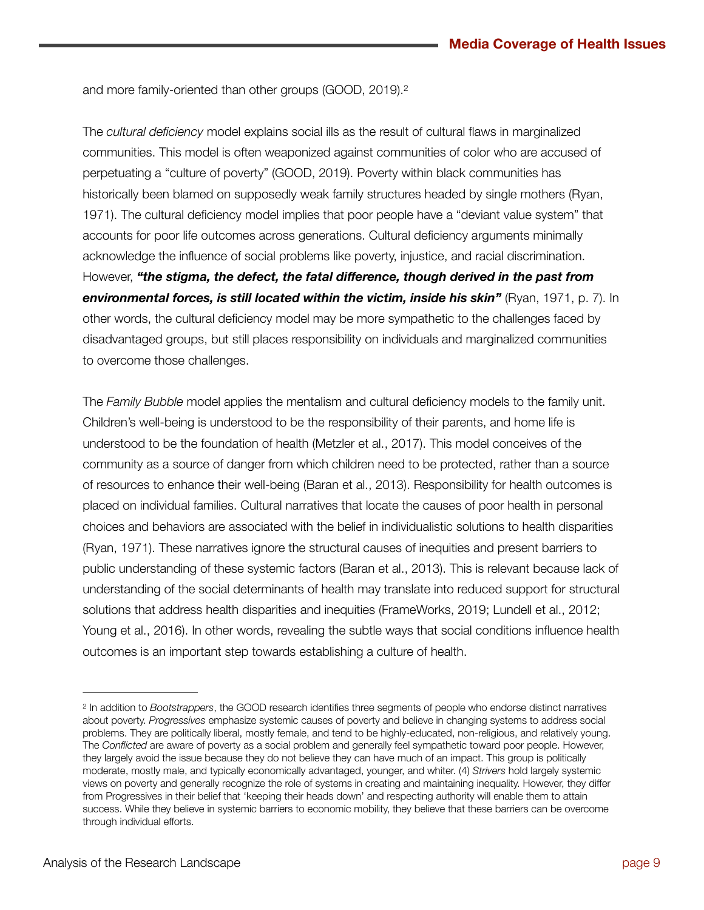and more family-oriented than other groups (GOOD, 2019).[2]

The *cultural deficiency* model explains social ills as the result of cultural flaws in marginalized communities. This model is often weaponized against communities of color who are accused of perpetuating a "culture of poverty" (GOOD, 2019). Poverty within black communities has historically been blamed on supposedly weak family structures headed by single mothers (Ryan, 1971). The cultural deficiency model implies that poor people have a "deviant value system" that accounts for poor life outcomes across generations. Cultural deficiency arguments minimally acknowledge the influence of social problems like poverty, injustice, and racial discrimination. However, ***"the stigma, the defect, the fatal difference, though derived in the past from environmental forces, is still located within the victim, inside his skin"*** (Ryan, 1971, p. 7). In other words, the cultural deficiency model may be more sympathetic to the challenges faced by disadvantaged groups, but still places responsibility on individuals and marginalized communities to overcome those challenges.

The *Family Bubble* model applies the mentalism and cultural deficiency models to the family unit. Children's well-being is understood to be the responsibility of their parents, and home life is understood to be the foundation of health (Metzler et al., 2017). This model conceives of the community as a source of danger from which children need to be protected, rather than a source of resources to enhance their well-being (Baran et al., 2013). Responsibility for health outcomes is placed on individual families. Cultural narratives that locate the causes of poor health in personal choices and behaviors are associated with the belief in individualistic solutions to health disparities (Ryan, 1971). These narratives ignore the structural causes of inequities and present barriers to public understanding of these systemic factors (Baran et al., 2013). This is relevant because lack of understanding of the social determinants of health may translate into reduced support for structural solutions that address health disparities and inequities (FrameWorks, 2019; Lundell et al., 2012; Young et al., 2016). In other words, revealing the subtle ways that social conditions influence health outcomes is an important step towards establishing a culture of health.

---

[2] In addition to *Bootstrappers*, the GOOD research identifies three segments of people who endorse distinct narratives about poverty. *Progressives* emphasize systemic causes of poverty and believe in changing systems to address social problems. They are politically liberal, mostly female, and tend to be highly-educated, non-religious, and relatively young. The *Conflicted* are aware of poverty as a social problem and generally feel sympathetic toward poor people. However, they largely avoid the issue because they do not believe they can have much of an impact. This group is politically moderate, mostly male, and typically economically advantaged, younger, and whiter. (4) *Strivers* hold largely systemic views on poverty and generally recognize the role of systems in creating and maintaining inequality. However, they differ from Progressives in their belief that 'keeping their heads down' and respecting authority will enable them to attain success. While they believe in systemic barriers to economic mobility, they believe that these barriers can be overcome through individual efforts.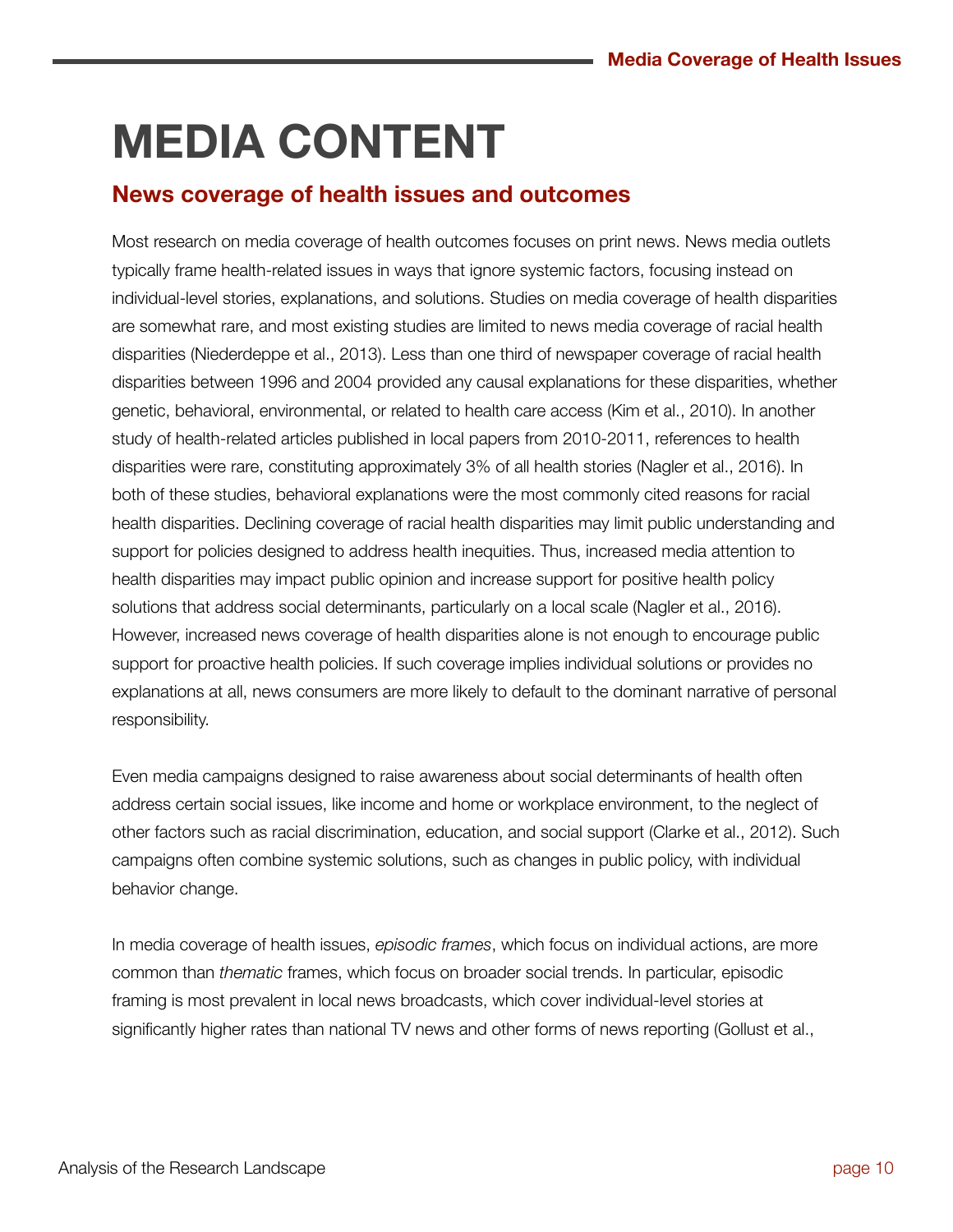# MEDIA CONTENT

## News coverage of health issues and outcomes

Most research on media coverage of health outcomes focuses on print news. News media outlets typically frame health-related issues in ways that ignore systemic factors, focusing instead on individual-level stories, explanations, and solutions. Studies on media coverage of health disparities are somewhat rare, and most existing studies are limited to news media coverage of racial health disparities (Niederdeppe et al., 2013). Less than one third of newspaper coverage of racial health disparities between 1996 and 2004 provided any causal explanations for these disparities, whether genetic, behavioral, environmental, or related to health care access (Kim et al., 2010). In another study of health-related articles published in local papers from 2010-2011, references to health disparities were rare, constituting approximately 3% of all health stories (Nagler et al., 2016). In both of these studies, behavioral explanations were the most commonly cited reasons for racial health disparities. Declining coverage of racial health disparities may limit public understanding and support for policies designed to address health inequities. Thus, increased media attention to health disparities may impact public opinion and increase support for positive health policy solutions that address social determinants, particularly on a local scale (Nagler et al., 2016). However, increased news coverage of health disparities alone is not enough to encourage public support for proactive health policies. If such coverage implies individual solutions or provides no explanations at all, news consumers are more likely to default to the dominant narrative of personal responsibility.

Even media campaigns designed to raise awareness about social determinants of health often address certain social issues, like income and home or workplace environment, to the neglect of other factors such as racial discrimination, education, and social support (Clarke et al., 2012). Such campaigns often combine systemic solutions, such as changes in public policy, with individual behavior change.

In media coverage of health issues, *episodic frames*, which focus on individual actions, are more common than *thematic* frames, which focus on broader social trends. In particular, episodic framing is most prevalent in local news broadcasts, which cover individual-level stories at significantly higher rates than national TV news and other forms of news reporting (Gollust et al.,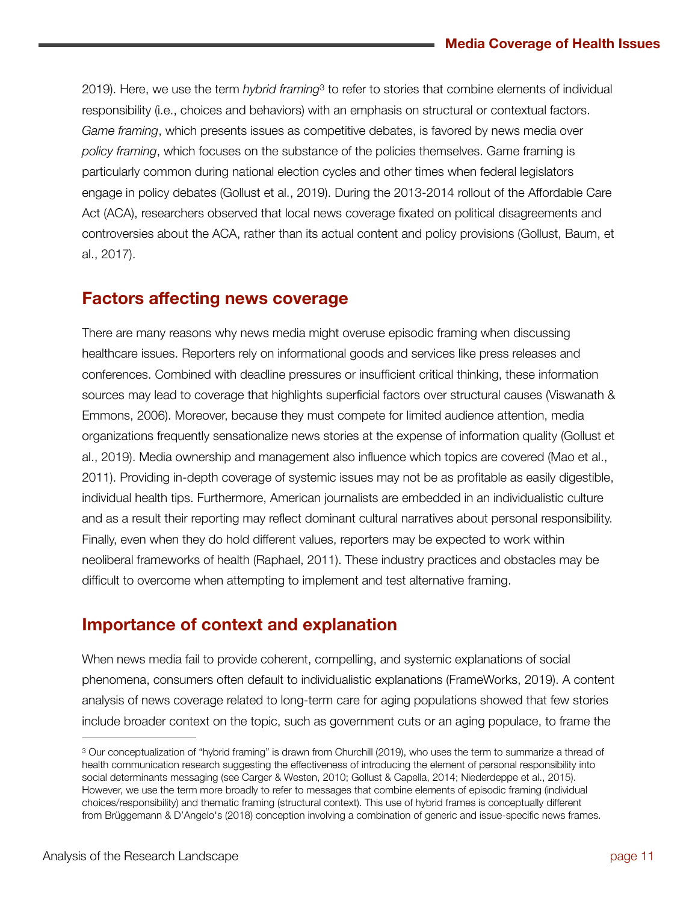2019). Here, we use the term *hybrid framing*[3] to refer to stories that combine elements of individual responsibility (i.e., choices and behaviors) with an emphasis on structural or contextual factors. *Game framing*, which presents issues as competitive debates, is favored by news media over *policy framing*, which focuses on the substance of the policies themselves. Game framing is particularly common during national election cycles and other times when federal legislators engage in policy debates (Gollust et al., 2019). During the 2013-2014 rollout of the Affordable Care Act (ACA), researchers observed that local news coverage fixated on political disagreements and controversies about the ACA, rather than its actual content and policy provisions (Gollust, Baum, et al., 2017).

## Factors affecting news coverage

There are many reasons why news media might overuse episodic framing when discussing healthcare issues. Reporters rely on informational goods and services like press releases and conferences. Combined with deadline pressures or insufficient critical thinking, these information sources may lead to coverage that highlights superficial factors over structural causes (Viswanath & Emmons, 2006). Moreover, because they must compete for limited audience attention, media organizations frequently sensationalize news stories at the expense of information quality (Gollust et al., 2019). Media ownership and management also influence which topics are covered (Mao et al., 2011). Providing in-depth coverage of systemic issues may not be as profitable as easily digestible, individual health tips. Furthermore, American journalists are embedded in an individualistic culture and as a result their reporting may reflect dominant cultural narratives about personal responsibility. Finally, even when they do hold different values, reporters may be expected to work within neoliberal frameworks of health (Raphael, 2011). These industry practices and obstacles may be difficult to overcome when attempting to implement and test alternative framing.

## Importance of context and explanation

When news media fail to provide coherent, compelling, and systemic explanations of social phenomena, consumers often default to individualistic explanations (FrameWorks, 2019). A content analysis of news coverage related to long-term care for aging populations showed that few stories include broader context on the topic, such as government cuts or an aging populace, to frame the

---

[3] Our conceptualization of "hybrid framing" is drawn from Churchill (2019), who uses the term to summarize a thread of health communication research suggesting the effectiveness of introducing the element of personal responsibility into social determinants messaging (see Carger & Westen, 2010; Gollust & Capella, 2014; Niederdeppe et al., 2015). However, we use the term more broadly to refer to messages that combine elements of episodic framing (individual choices/responsibility) and thematic framing (structural context). This use of hybrid frames is conceptually different from Brüggemann & D'Angelo's (2018) conception involving a combination of generic and issue-specific news frames.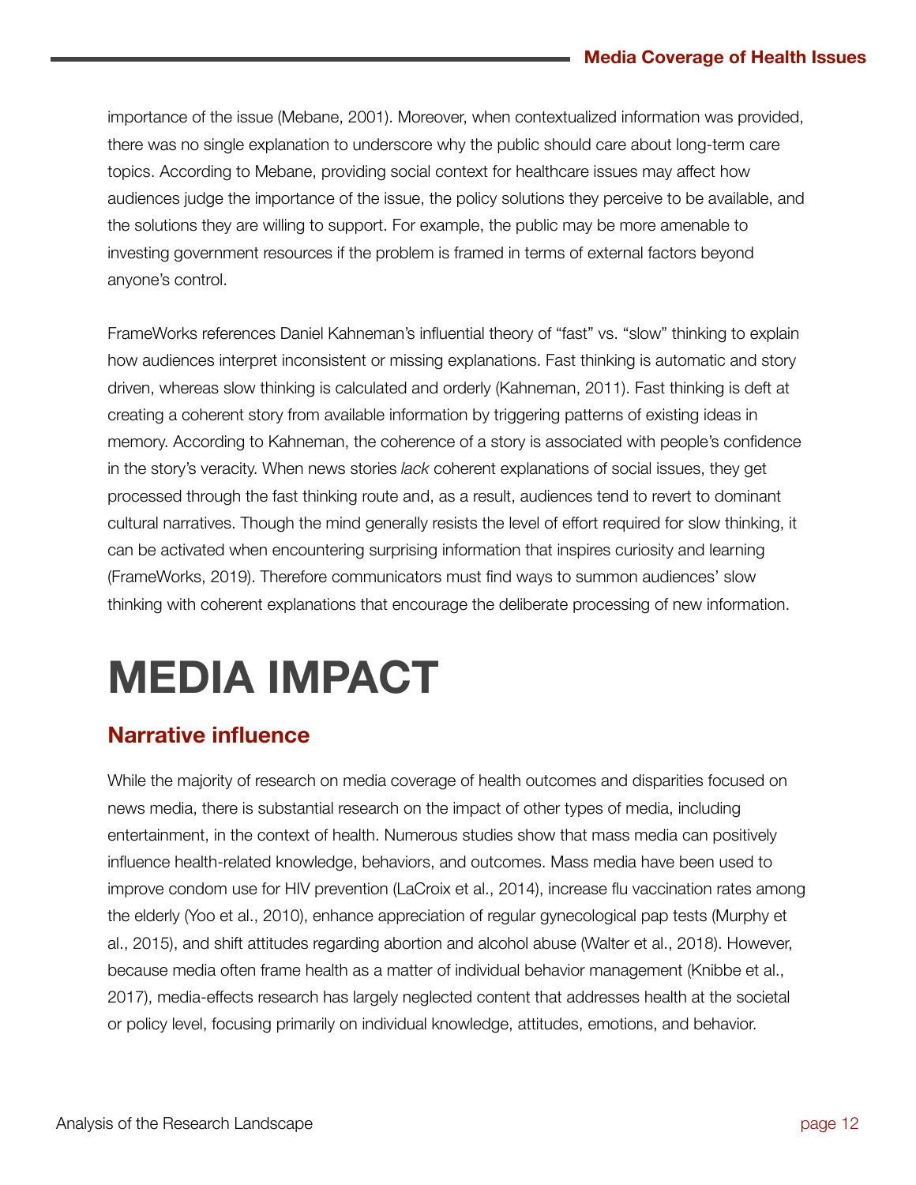importance of the issue (Mebane, 2001). Moreover, when contextualized information was provided, there was no single explanation to underscore why the public should care about long-term care topics. According to Mebane, providing social context for healthcare issues may affect how audiences judge the importance of the issue, the policy solutions they perceive to be available, and the solutions they are willing to support. For example, the public may be more amenable to investing government resources if the problem is framed in terms of external factors beyond anyone's control.

FrameWorks references Daniel Kahneman's influential theory of "fast" vs. "slow" thinking to explain how audiences interpret inconsistent or missing explanations. Fast thinking is automatic and story driven, whereas slow thinking is calculated and orderly (Kahneman, 2011). Fast thinking is deft at creating a coherent story from available information by triggering patterns of existing ideas in memory. According to Kahneman, the coherence of a story is associated with people's confidence in the story's veracity. When news stories *lack* coherent explanations of social issues, they get processed through the fast thinking route and, as a result, audiences tend to revert to dominant cultural narratives. Though the mind generally resists the level of effort required for slow thinking, it can be activated when encountering surprising information that inspires curiosity and learning (FrameWorks, 2019). Therefore communicators must find ways to summon audiences' slow thinking with coherent explanations that encourage the deliberate processing of new information.

# MEDIA IMPACT

## Narrative influence

While the majority of research on media coverage of health outcomes and disparities focused on news media, there is substantial research on the impact of other types of media, including entertainment, in the context of health. Numerous studies show that mass media can positively influence health-related knowledge, behaviors, and outcomes. Mass media have been used to improve condom use for HIV prevention (LaCroix et al., 2014), increase flu vaccination rates among the elderly (Yoo et al., 2010), enhance appreciation of regular gynecological pap tests (Murphy et al., 2015), and shift attitudes regarding abortion and alcohol abuse (Walter et al., 2018). However, because media often frame health as a matter of individual behavior management (Knibbe et al., 2017), media-effects research has largely neglected content that addresses health at the societal or policy level, focusing primarily on individual knowledge, attitudes, emotions, and behavior.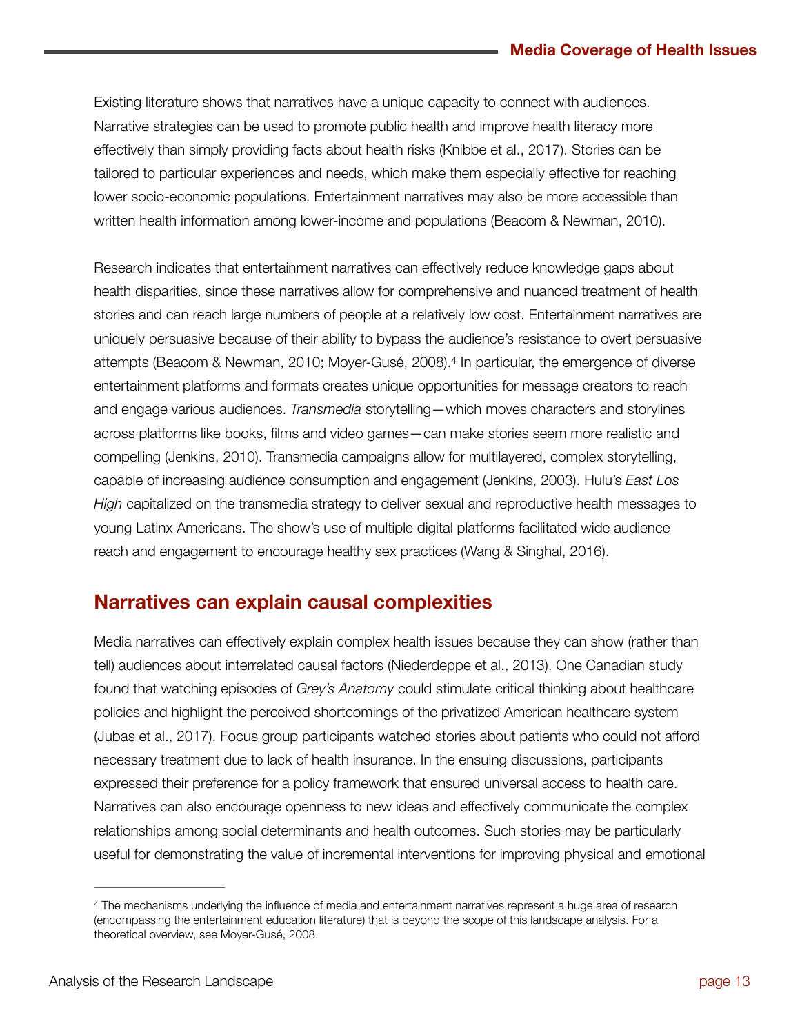Existing literature shows that narratives have a unique capacity to connect with audiences. Narrative strategies can be used to promote public health and improve health literacy more effectively than simply providing facts about health risks (Knibbe et al., 2017). Stories can be tailored to particular experiences and needs, which make them especially effective for reaching lower socio-economic populations. Entertainment narratives may also be more accessible than written health information among lower-income and populations (Beacom & Newman, 2010).

Research indicates that entertainment narratives can effectively reduce knowledge gaps about health disparities, since these narratives allow for comprehensive and nuanced treatment of health stories and can reach large numbers of people at a relatively low cost. Entertainment narratives are uniquely persuasive because of their ability to bypass the audience's resistance to overt persuasive attempts (Beacom & Newman, 2010; Moyer-Gusé, 2008).[4] In particular, the emergence of diverse entertainment platforms and formats creates unique opportunities for message creators to reach and engage various audiences. *Transmedia* storytelling—which moves characters and storylines across platforms like books, films and video games—can make stories seem more realistic and compelling (Jenkins, 2010). Transmedia campaigns allow for multilayered, complex storytelling, capable of increasing audience consumption and engagement (Jenkins, 2003). Hulu's *East Los High* capitalized on the transmedia strategy to deliver sexual and reproductive health messages to young Latinx Americans. The show's use of multiple digital platforms facilitated wide audience reach and engagement to encourage healthy sex practices (Wang & Singhal, 2016).

## Narratives can explain causal complexities

Media narratives can effectively explain complex health issues because they can show (rather than tell) audiences about interrelated causal factors (Niederdeppe et al., 2013). One Canadian study found that watching episodes of *Grey's Anatomy* could stimulate critical thinking about healthcare policies and highlight the perceived shortcomings of the privatized American healthcare system (Jubas et al., 2017). Focus group participants watched stories about patients who could not afford necessary treatment due to lack of health insurance. In the ensuing discussions, participants expressed their preference for a policy framework that ensured universal access to health care. Narratives can also encourage openness to new ideas and effectively communicate the complex relationships among social determinants and health outcomes. Such stories may be particularly useful for demonstrating the value of incremental interventions for improving physical and emotional

---

[4] The mechanisms underlying the influence of media and entertainment narratives represent a huge area of research (encompassing the entertainment education literature) that is beyond the scope of this landscape analysis. For a theoretical overview, see Moyer-Gusé, 2008.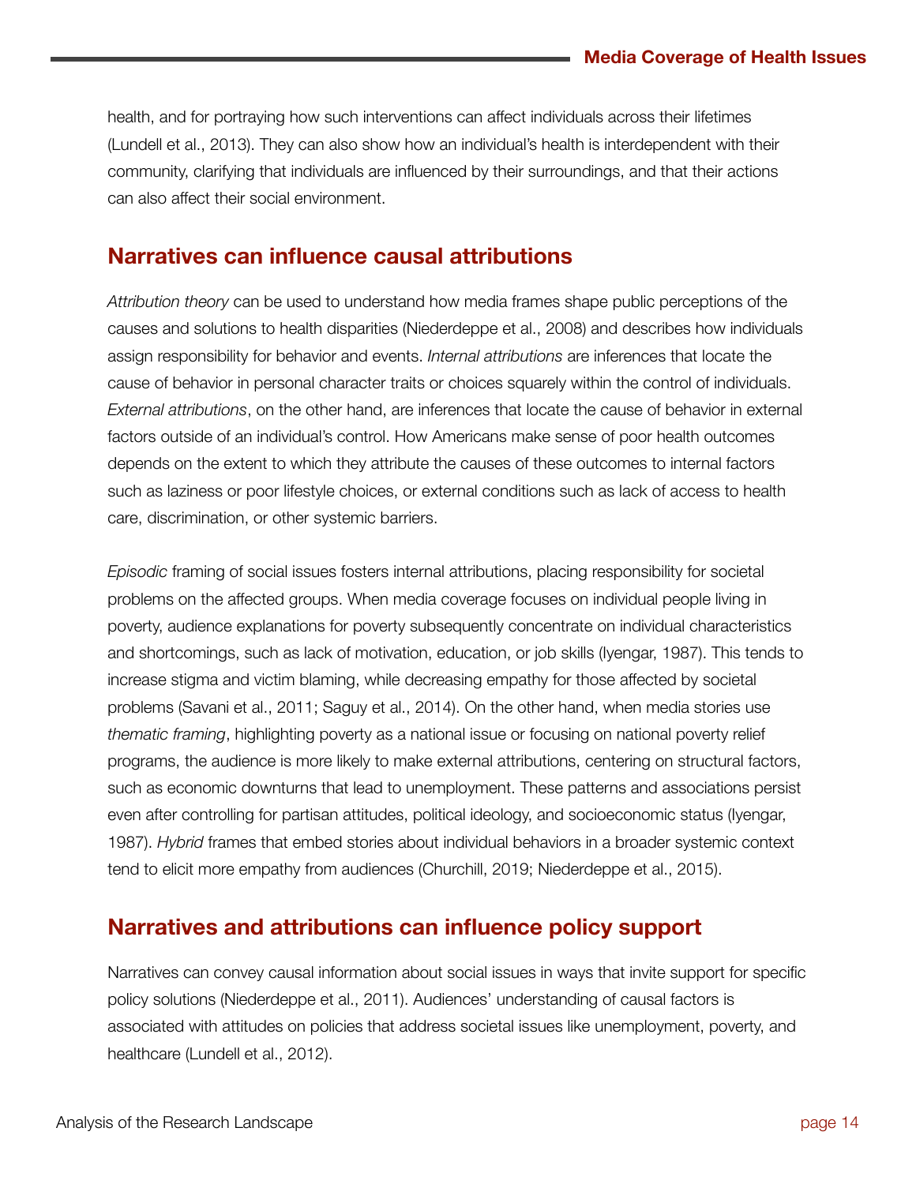health, and for portraying how such interventions can affect individuals across their lifetimes (Lundell et al., 2013). They can also show how an individual's health is interdependent with their community, clarifying that individuals are influenced by their surroundings, and that their actions can also affect their social environment.

## Narratives can influence causal attributions

*Attribution theory* can be used to understand how media frames shape public perceptions of the causes and solutions to health disparities (Niederdeppe et al., 2008) and describes how individuals assign responsibility for behavior and events. *Internal attributions* are inferences that locate the cause of behavior in personal character traits or choices squarely within the control of individuals. *External attributions*, on the other hand, are inferences that locate the cause of behavior in external factors outside of an individual's control. How Americans make sense of poor health outcomes depends on the extent to which they attribute the causes of these outcomes to internal factors such as laziness or poor lifestyle choices, or external conditions such as lack of access to health care, discrimination, or other systemic barriers.

*Episodic* framing of social issues fosters internal attributions, placing responsibility for societal problems on the affected groups. When media coverage focuses on individual people living in poverty, audience explanations for poverty subsequently concentrate on individual characteristics and shortcomings, such as lack of motivation, education, or job skills (Iyengar, 1987). This tends to increase stigma and victim blaming, while decreasing empathy for those affected by societal problems (Savani et al., 2011; Saguy et al., 2014). On the other hand, when media stories use *thematic framing*, highlighting poverty as a national issue or focusing on national poverty relief programs, the audience is more likely to make external attributions, centering on structural factors, such as economic downturns that lead to unemployment. These patterns and associations persist even after controlling for partisan attitudes, political ideology, and socioeconomic status (Iyengar, 1987). *Hybrid* frames that embed stories about individual behaviors in a broader systemic context tend to elicit more empathy from audiences (Churchill, 2019; Niederdeppe et al., 2015).

## Narratives and attributions can influence policy support

Narratives can convey causal information about social issues in ways that invite support for specific policy solutions (Niederdeppe et al., 2011). Audiences' understanding of causal factors is associated with attitudes on policies that address societal issues like unemployment, poverty, and healthcare (Lundell et al., 2012).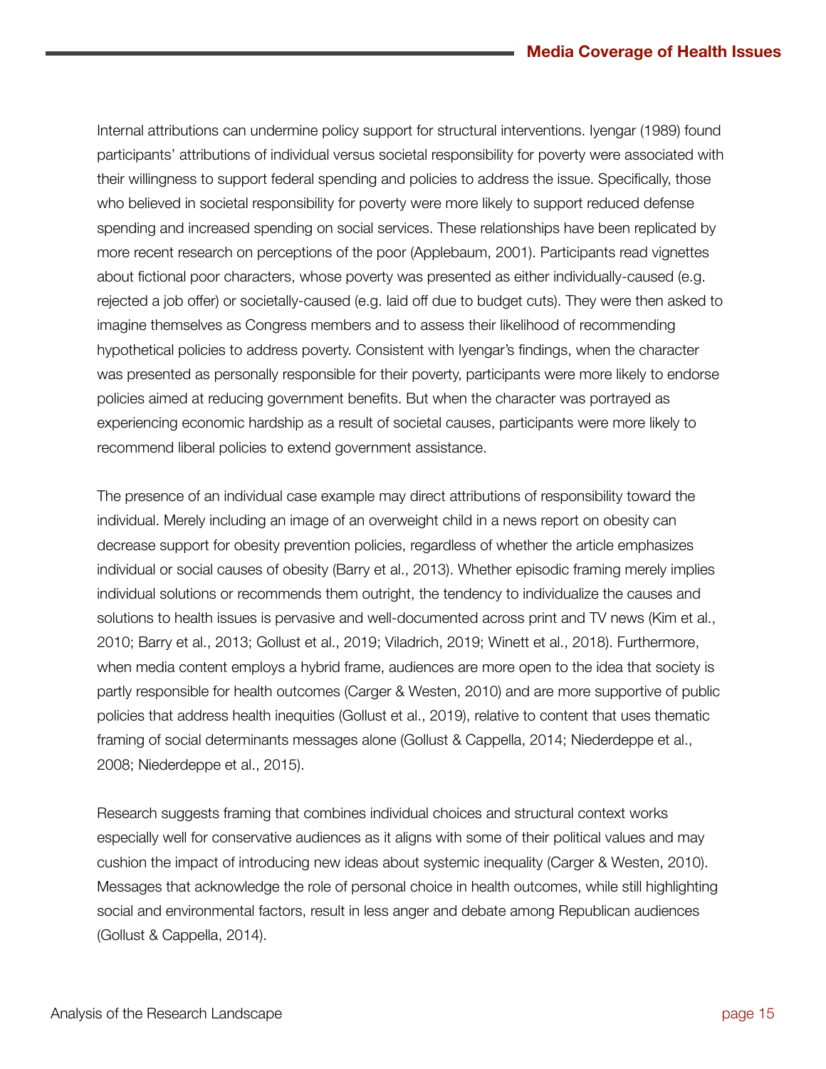Internal attributions can undermine policy support for structural interventions. Iyengar (1989) found participants' attributions of individual versus societal responsibility for poverty were associated with their willingness to support federal spending and policies to address the issue. Specifically, those who believed in societal responsibility for poverty were more likely to support reduced defense spending and increased spending on social services. These relationships have been replicated by more recent research on perceptions of the poor (Applebaum, 2001). Participants read vignettes about fictional poor characters, whose poverty was presented as either individually-caused (e.g. rejected a job offer) or societally-caused (e.g. laid off due to budget cuts). They were then asked to imagine themselves as Congress members and to assess their likelihood of recommending hypothetical policies to address poverty. Consistent with Iyengar's findings, when the character was presented as personally responsible for their poverty, participants were more likely to endorse policies aimed at reducing government benefits. But when the character was portrayed as experiencing economic hardship as a result of societal causes, participants were more likely to recommend liberal policies to extend government assistance.

The presence of an individual case example may direct attributions of responsibility toward the individual. Merely including an image of an overweight child in a news report on obesity can decrease support for obesity prevention policies, regardless of whether the article emphasizes individual or social causes of obesity (Barry et al., 2013). Whether episodic framing merely implies individual solutions or recommends them outright, the tendency to individualize the causes and solutions to health issues is pervasive and well-documented across print and TV news (Kim et al., 2010; Barry et al., 2013; Gollust et al., 2019; Viladrich, 2019; Winett et al., 2018). Furthermore, when media content employs a hybrid frame, audiences are more open to the idea that society is partly responsible for health outcomes (Carger & Westen, 2010) and are more supportive of public policies that address health inequities (Gollust et al., 2019), relative to content that uses thematic framing of social determinants messages alone (Gollust & Cappella, 2014; Niederdeppe et al., 2008; Niederdeppe et al., 2015).

Research suggests framing that combines individual choices and structural context works especially well for conservative audiences as it aligns with some of their political values and may cushion the impact of introducing new ideas about systemic inequality (Carger & Westen, 2010). Messages that acknowledge the role of personal choice in health outcomes, while still highlighting social and environmental factors, result in less anger and debate among Republican audiences (Gollust & Cappella, 2014).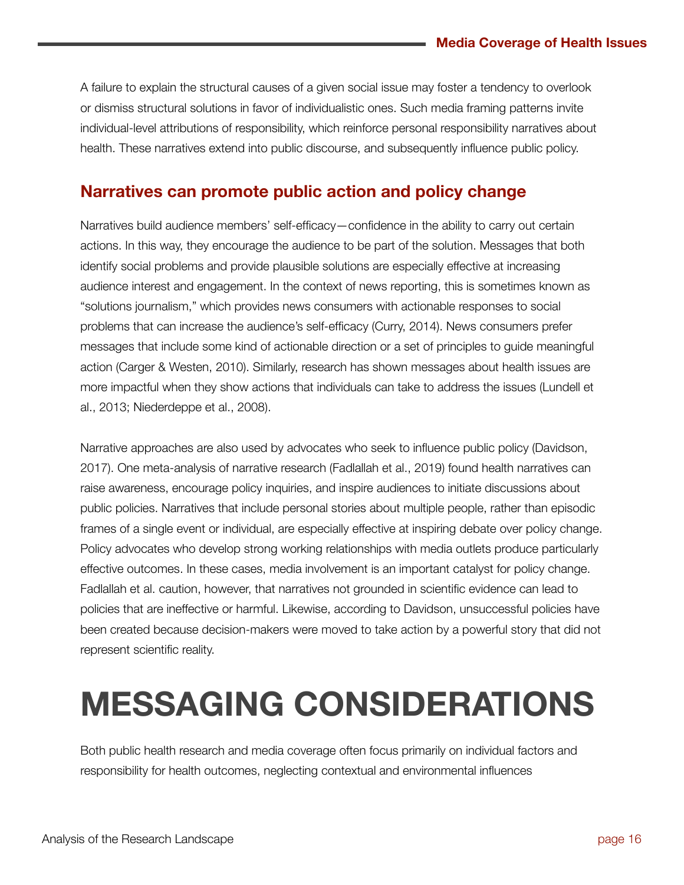A failure to explain the structural causes of a given social issue may foster a tendency to overlook or dismiss structural solutions in favor of individualistic ones. Such media framing patterns invite individual-level attributions of responsibility, which reinforce personal responsibility narratives about health. These narratives extend into public discourse, and subsequently influence public policy.

## Narratives can promote public action and policy change

Narratives build audience members' self-efficacy—confidence in the ability to carry out certain actions. In this way, they encourage the audience to be part of the solution. Messages that both identify social problems and provide plausible solutions are especially effective at increasing audience interest and engagement. In the context of news reporting, this is sometimes known as "solutions journalism," which provides news consumers with actionable responses to social problems that can increase the audience's self-efficacy (Curry, 2014). News consumers prefer messages that include some kind of actionable direction or a set of principles to guide meaningful action (Carger & Westen, 2010). Similarly, research has shown messages about health issues are more impactful when they show actions that individuals can take to address the issues (Lundell et al., 2013; Niederdeppe et al., 2008).

Narrative approaches are also used by advocates who seek to influence public policy (Davidson, 2017). One meta-analysis of narrative research (Fadlallah et al., 2019) found health narratives can raise awareness, encourage policy inquiries, and inspire audiences to initiate discussions about public policies. Narratives that include personal stories about multiple people, rather than episodic frames of a single event or individual, are especially effective at inspiring debate over policy change. Policy advocates who develop strong working relationships with media outlets produce particularly effective outcomes. In these cases, media involvement is an important catalyst for policy change. Fadlallah et al. caution, however, that narratives not grounded in scientific evidence can lead to policies that are ineffective or harmful. Likewise, according to Davidson, unsuccessful policies have been created because decision-makers were moved to take action by a powerful story that did not represent scientific reality.

# MESSAGING CONSIDERATIONS

Both public health research and media coverage often focus primarily on individual factors and responsibility for health outcomes, neglecting contextual and environmental influences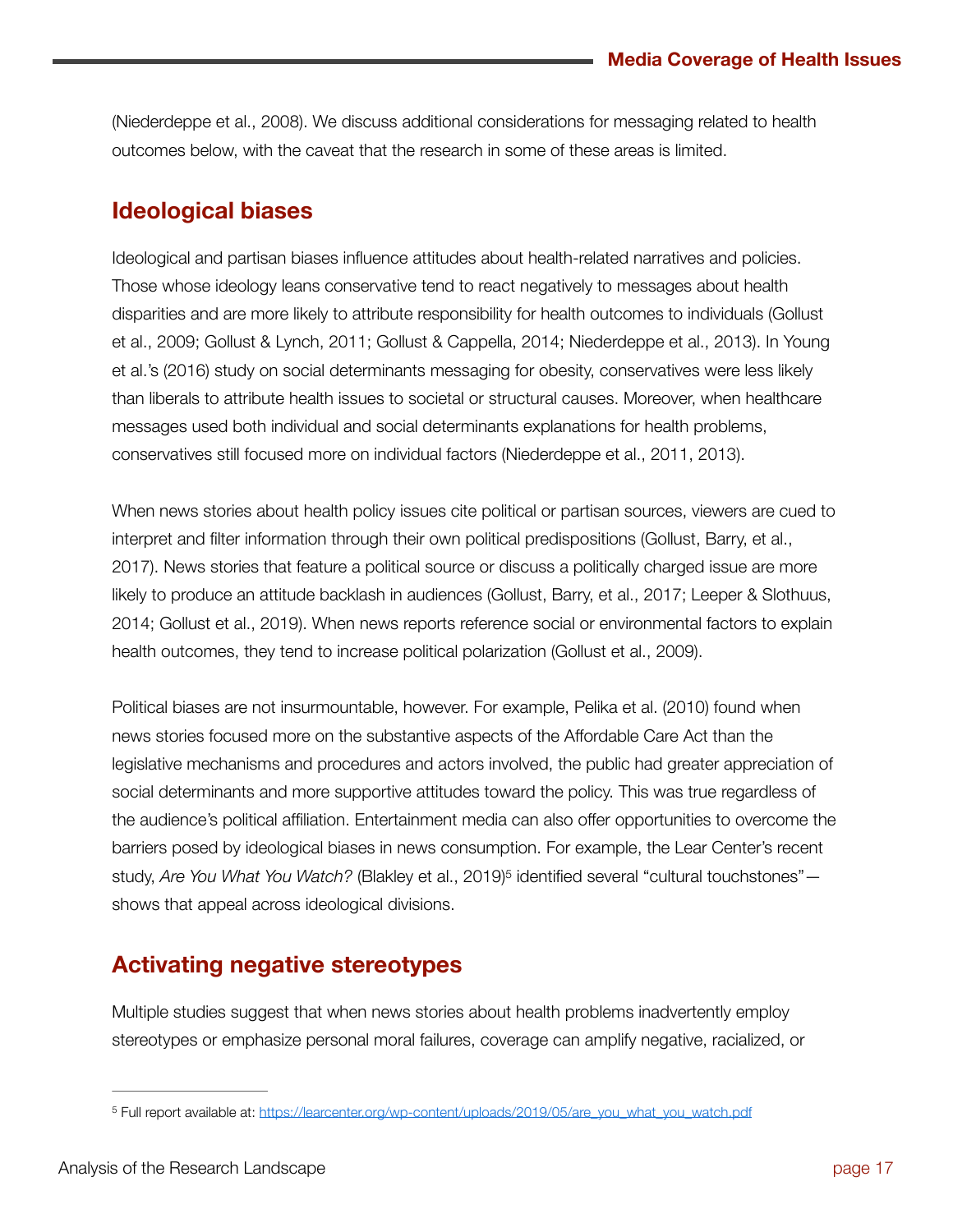(Niederdeppe et al., 2008). We discuss additional considerations for messaging related to health outcomes below, with the caveat that the research in some of these areas is limited.

## Ideological biases

Ideological and partisan biases influence attitudes about health-related narratives and policies. Those whose ideology leans conservative tend to react negatively to messages about health disparities and are more likely to attribute responsibility for health outcomes to individuals (Gollust et al., 2009; Gollust & Lynch, 2011; Gollust & Cappella, 2014; Niederdeppe et al., 2013). In Young et al.'s (2016) study on social determinants messaging for obesity, conservatives were less likely than liberals to attribute health issues to societal or structural causes. Moreover, when healthcare messages used both individual and social determinants explanations for health problems, conservatives still focused more on individual factors (Niederdeppe et al., 2011, 2013).

When news stories about health policy issues cite political or partisan sources, viewers are cued to interpret and filter information through their own political predispositions (Gollust, Barry, et al., 2017). News stories that feature a political source or discuss a politically charged issue are more likely to produce an attitude backlash in audiences (Gollust, Barry, et al., 2017; Leeper & Slothuus, 2014; Gollust et al., 2019). When news reports reference social or environmental factors to explain health outcomes, they tend to increase political polarization (Gollust et al., 2009).

Political biases are not insurmountable, however. For example, Pelika et al. (2010) found when news stories focused more on the substantive aspects of the Affordable Care Act than the legislative mechanisms and procedures and actors involved, the public had greater appreciation of social determinants and more supportive attitudes toward the policy. This was true regardless of the audience's political affiliation. Entertainment media can also offer opportunities to overcome the barriers posed by ideological biases in news consumption. For example, the Lear Center's recent study, *Are You What You Watch?* (Blakley et al., 2019)[5] identified several "cultural touchstones"—shows that appeal across ideological divisions.

## Activating negative stereotypes

Multiple studies suggest that when news stories about health problems inadvertently employ stereotypes or emphasize personal moral failures, coverage can amplify negative, racialized, or

---

[5] Full report available at: https://learcenter.org/wp-content/uploads/2019/05/are_you_what_you_watch.pdf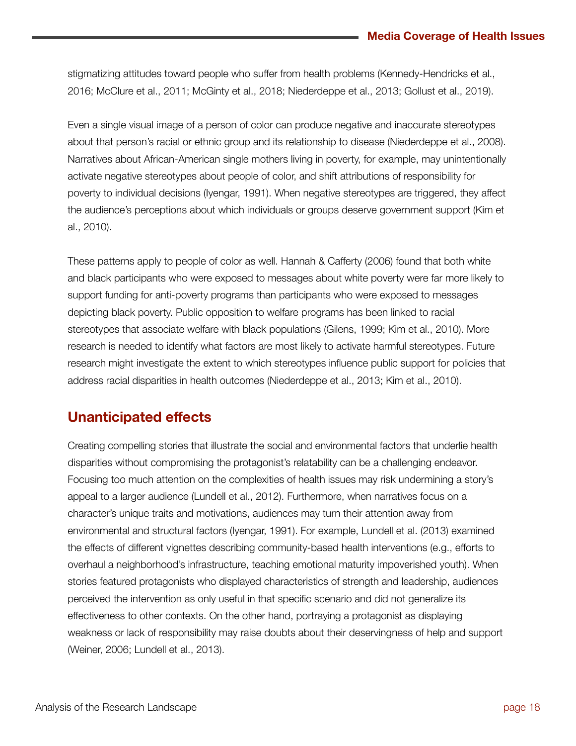stigmatizing attitudes toward people who suffer from health problems (Kennedy-Hendricks et al., 2016; McClure et al., 2011; McGinty et al., 2018; Niederdeppe et al., 2013; Gollust et al., 2019).

Even a single visual image of a person of color can produce negative and inaccurate stereotypes about that person's racial or ethnic group and its relationship to disease (Niederdeppe et al., 2008). Narratives about African-American single mothers living in poverty, for example, may unintentionally activate negative stereotypes about people of color, and shift attributions of responsibility for poverty to individual decisions (Iyengar, 1991). When negative stereotypes are triggered, they affect the audience's perceptions about which individuals or groups deserve government support (Kim et al., 2010).

These patterns apply to people of color as well. Hannah & Cafferty (2006) found that both white and black participants who were exposed to messages about white poverty were far more likely to support funding for anti-poverty programs than participants who were exposed to messages depicting black poverty. Public opposition to welfare programs has been linked to racial stereotypes that associate welfare with black populations (Gilens, 1999; Kim et al., 2010). More research is needed to identify what factors are most likely to activate harmful stereotypes. Future research might investigate the extent to which stereotypes influence public support for policies that address racial disparities in health outcomes (Niederdeppe et al., 2013; Kim et al., 2010).

## Unanticipated effects

Creating compelling stories that illustrate the social and environmental factors that underlie health disparities without compromising the protagonist's relatability can be a challenging endeavor. Focusing too much attention on the complexities of health issues may risk undermining a story's appeal to a larger audience (Lundell et al., 2012). Furthermore, when narratives focus on a character's unique traits and motivations, audiences may turn their attention away from environmental and structural factors (Iyengar, 1991). For example, Lundell et al. (2013) examined the effects of different vignettes describing community-based health interventions (e.g., efforts to overhaul a neighborhood's infrastructure, teaching emotional maturity impoverished youth). When stories featured protagonists who displayed characteristics of strength and leadership, audiences perceived the intervention as only useful in that specific scenario and did not generalize its effectiveness to other contexts. On the other hand, portraying a protagonist as displaying weakness or lack of responsibility may raise doubts about their deservingness of help and support (Weiner, 2006; Lundell et al., 2013).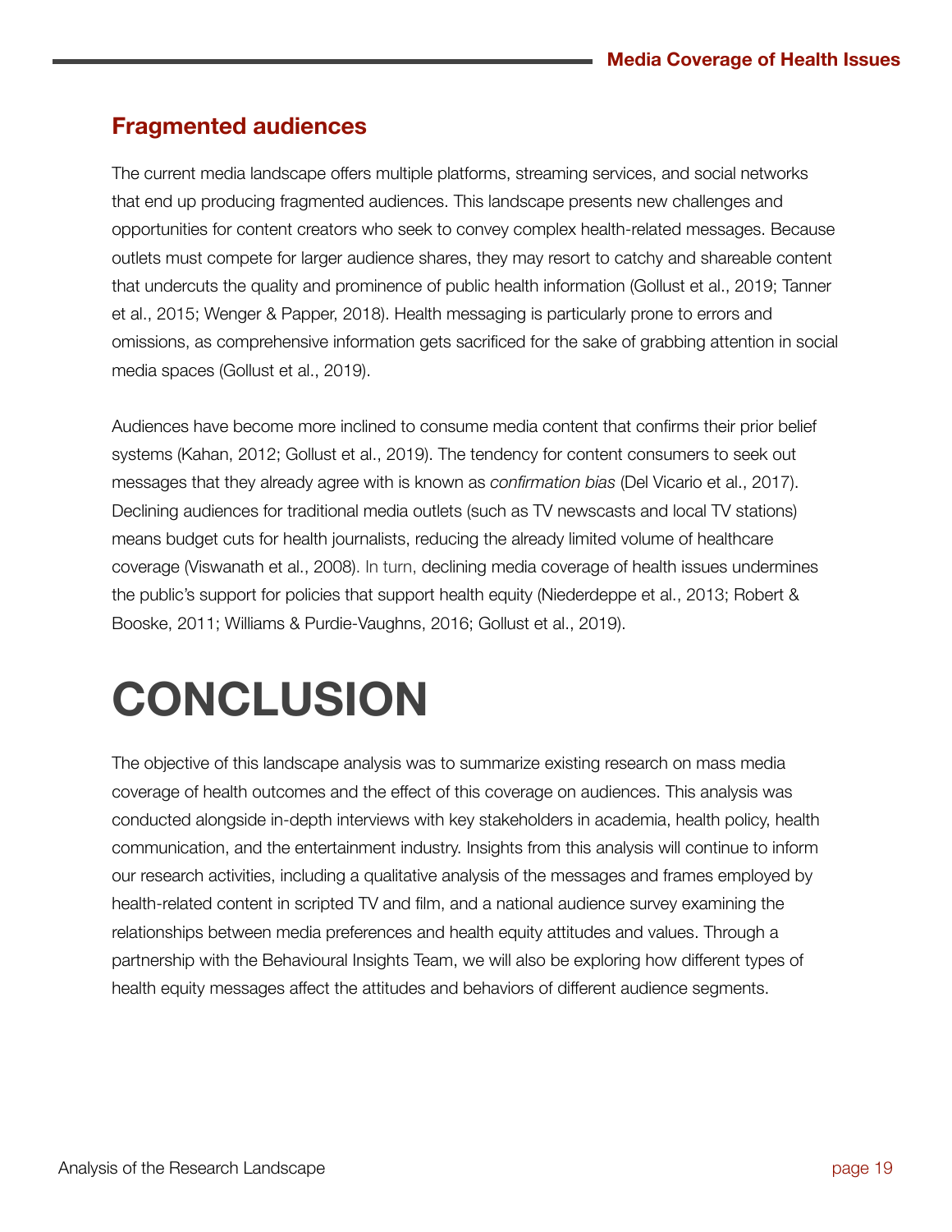## Fragmented audiences

The current media landscape offers multiple platforms, streaming services, and social networks that end up producing fragmented audiences. This landscape presents new challenges and opportunities for content creators who seek to convey complex health-related messages. Because outlets must compete for larger audience shares, they may resort to catchy and shareable content that undercuts the quality and prominence of public health information (Gollust et al., 2019; Tanner et al., 2015; Wenger & Papper, 2018). Health messaging is particularly prone to errors and omissions, as comprehensive information gets sacrificed for the sake of grabbing attention in social media spaces (Gollust et al., 2019).

Audiences have become more inclined to consume media content that confirms their prior belief systems (Kahan, 2012; Gollust et al., 2019). The tendency for content consumers to seek out messages that they already agree with is known as *confirmation bias* (Del Vicario et al., 2017). Declining audiences for traditional media outlets (such as TV newscasts and local TV stations) means budget cuts for health journalists, reducing the already limited volume of healthcare coverage (Viswanath et al., 2008). In turn, declining media coverage of health issues undermines the public's support for policies that support health equity (Niederdeppe et al., 2013; Robert & Booske, 2011; Williams & Purdie-Vaughns, 2016; Gollust et al., 2019).

# CONCLUSION

The objective of this landscape analysis was to summarize existing research on mass media coverage of health outcomes and the effect of this coverage on audiences. This analysis was conducted alongside in-depth interviews with key stakeholders in academia, health policy, health communication, and the entertainment industry. Insights from this analysis will continue to inform our research activities, including a qualitative analysis of the messages and frames employed by health-related content in scripted TV and film, and a national audience survey examining the relationships between media preferences and health equity attitudes and values. Through a partnership with the Behavioural Insights Team, we will also be exploring how different types of health equity messages affect the attitudes and behaviors of different audience segments.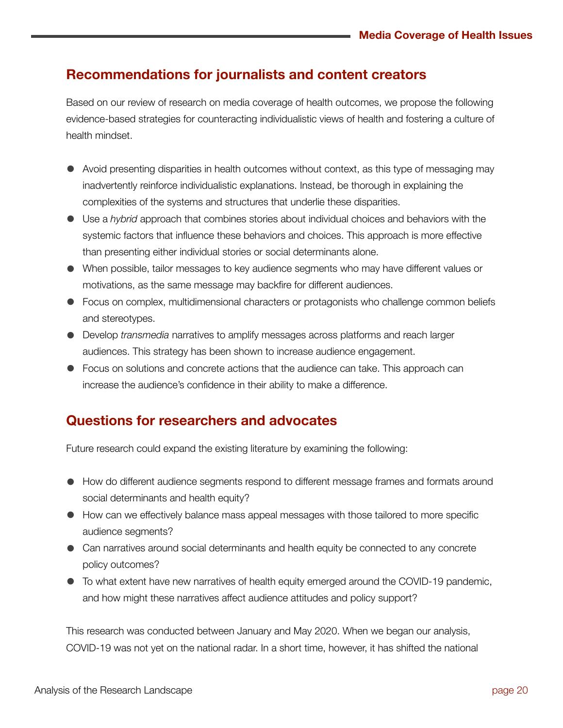## Recommendations for journalists and content creators

Based on our review of research on media coverage of health outcomes, we propose the following evidence-based strategies for counteracting individualistic views of health and fostering a culture of health mindset.

- Avoid presenting disparities in health outcomes without context, as this type of messaging may inadvertently reinforce individualistic explanations. Instead, be thorough in explaining the complexities of the systems and structures that underlie these disparities.
- Use a *hybrid* approach that combines stories about individual choices and behaviors with the systemic factors that influence these behaviors and choices. This approach is more effective than presenting either individual stories or social determinants alone.
- When possible, tailor messages to key audience segments who may have different values or motivations, as the same message may backfire for different audiences.
- Focus on complex, multidimensional characters or protagonists who challenge common beliefs and stereotypes.
- Develop *transmedia* narratives to amplify messages across platforms and reach larger audiences. This strategy has been shown to increase audience engagement.
- Focus on solutions and concrete actions that the audience can take. This approach can increase the audience's confidence in their ability to make a difference.

## Questions for researchers and advocates

Future research could expand the existing literature by examining the following:

- How do different audience segments respond to different message frames and formats around social determinants and health equity?
- How can we effectively balance mass appeal messages with those tailored to more specific audience segments?
- Can narratives around social determinants and health equity be connected to any concrete policy outcomes?
- To what extent have new narratives of health equity emerged around the COVID-19 pandemic, and how might these narratives affect audience attitudes and policy support?

This research was conducted between January and May 2020. When we began our analysis, COVID-19 was not yet on the national radar. In a short time, however, it has shifted the national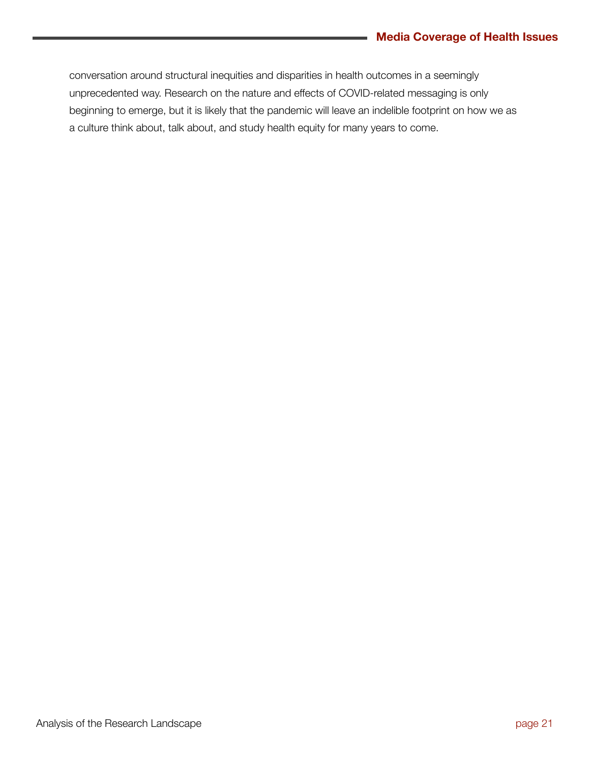conversation around structural inequities and disparities in health outcomes in a seemingly unprecedented way. Research on the nature and effects of COVID-related messaging is only beginning to emerge, but it is likely that the pandemic will leave an indelible footprint on how we as a culture think about, talk about, and study health equity for many years to come.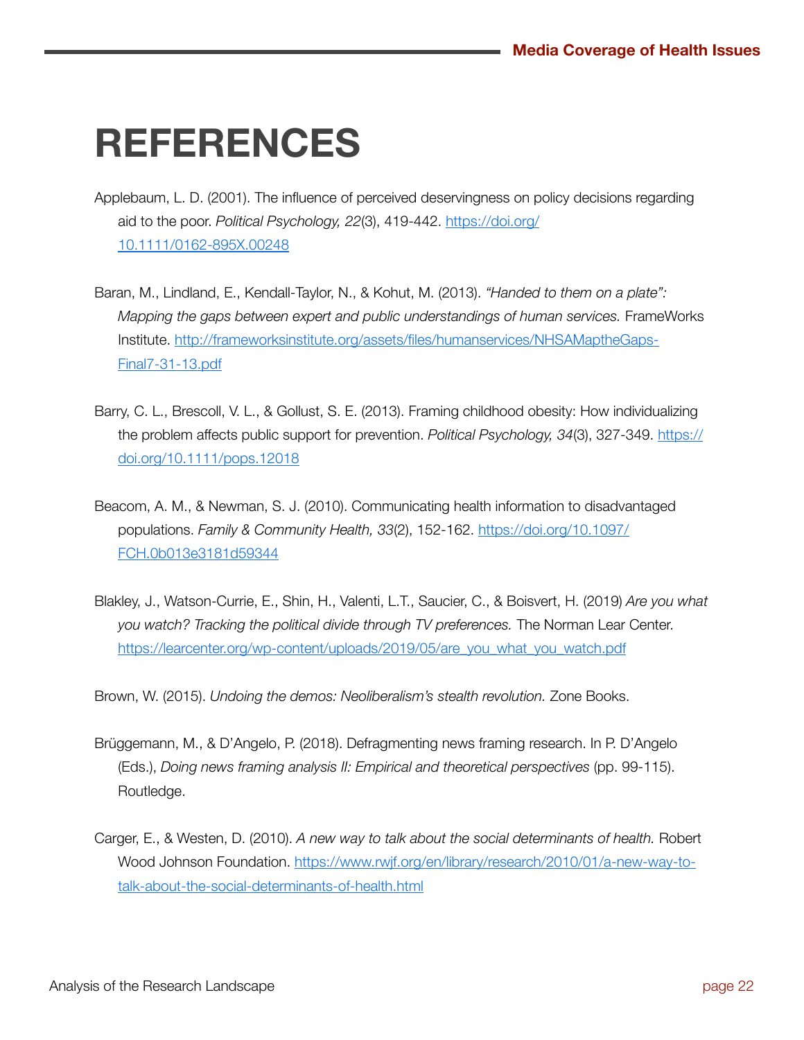# REFERENCES

Applebaum, L. D. (2001). The influence of perceived deservingness on policy decisions regarding aid to the poor. *Political Psychology, 22*(3), 419-442. https://doi.org/10.1111/0162-895X.00248

Baran, M., Lindland, E., Kendall-Taylor, N., & Kohut, M. (2013). *"Handed to them on a plate": Mapping the gaps between expert and public understandings of human services.* FrameWorks Institute. http://frameworksinstitute.org/assets/files/humanservices/NHSAMaptheGaps-Final7-31-13.pdf

Barry, C. L., Brescoll, V. L., & Gollust, S. E. (2013). Framing childhood obesity: How individualizing the problem affects public support for prevention. *Political Psychology, 34*(3), 327-349. https://doi.org/10.1111/pops.12018

Beacom, A. M., & Newman, S. J. (2010). Communicating health information to disadvantaged populations. *Family & Community Health, 33*(2), 152-162. https://doi.org/10.1097/FCH.0b013e3181d59344

Blakley, J., Watson-Currie, E., Shin, H., Valenti, L.T., Saucier, C., & Boisvert, H. (2019) *Are you what you watch? Tracking the political divide through TV preferences.* The Norman Lear Center. https://learcenter.org/wp-content/uploads/2019/05/are_you_what_you_watch.pdf

Brown, W. (2015). *Undoing the demos: Neoliberalism's stealth revolution.* Zone Books.

Brüggemann, M., & D'Angelo, P. (2018). Defragmenting news framing research. In P. D'Angelo (Eds.), *Doing news framing analysis II: Empirical and theoretical perspectives* (pp. 99-115). Routledge.

Carger, E., & Westen, D. (2010). *A new way to talk about the social determinants of health.* Robert Wood Johnson Foundation. https://www.rwjf.org/en/library/research/2010/01/a-new-way-to-talk-about-the-social-determinants-of-health.html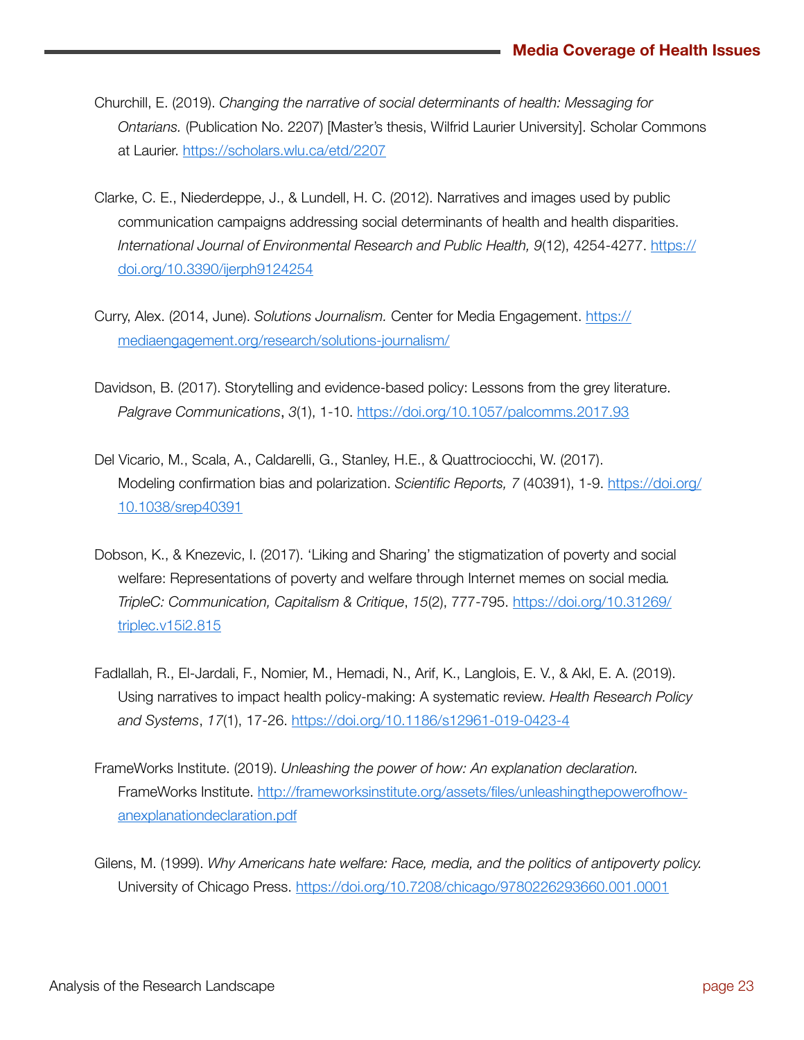Churchill, E. (2019). *Changing the narrative of social determinants of health: Messaging for Ontarians.* (Publication No. 2207) [Master's thesis, Wilfrid Laurier University]. Scholar Commons at Laurier. https://scholars.wlu.ca/etd/2207

Clarke, C. E., Niederdeppe, J., & Lundell, H. C. (2012). Narratives and images used by public communication campaigns addressing social determinants of health and health disparities. *International Journal of Environmental Research and Public Health, 9*(12), 4254-4277. https://doi.org/10.3390/ijerph9124254

Curry, Alex. (2014, June). *Solutions Journalism.* Center for Media Engagement. https://mediaengagement.org/research/solutions-journalism/

Davidson, B. (2017). Storytelling and evidence-based policy: Lessons from the grey literature. *Palgrave Communications*, *3*(1), 1-10. https://doi.org/10.1057/palcomms.2017.93

Del Vicario, M., Scala, A., Caldarelli, G., Stanley, H.E., & Quattrociocchi, W. (2017). Modeling confirmation bias and polarization. *Scientific Reports, 7* (40391), 1-9. https://doi.org/10.1038/srep40391

Dobson, K., & Knezevic, I. (2017). 'Liking and Sharing' the stigmatization of poverty and social welfare: Representations of poverty and welfare through Internet memes on social media. *TripleC: Communication, Capitalism & Critique*, *15*(2), 777-795. https://doi.org/10.31269/triplec.v15i2.815

Fadlallah, R., El-Jardali, F., Nomier, M., Hemadi, N., Arif, K., Langlois, E. V., & Akl, E. A. (2019). Using narratives to impact health policy-making: A systematic review. *Health Research Policy and Systems*, *17*(1), 17-26. https://doi.org/10.1186/s12961-019-0423-4

FrameWorks Institute. (2019). *Unleashing the power of how: An explanation declaration.* FrameWorks Institute. http://frameworksinstitute.org/assets/files/unleashingthepowerofhow-anexplanationdeclaration.pdf

Gilens, M. (1999). *Why Americans hate welfare: Race, media, and the politics of antipoverty policy.* University of Chicago Press. https://doi.org/10.7208/chicago/9780226293660.001.0001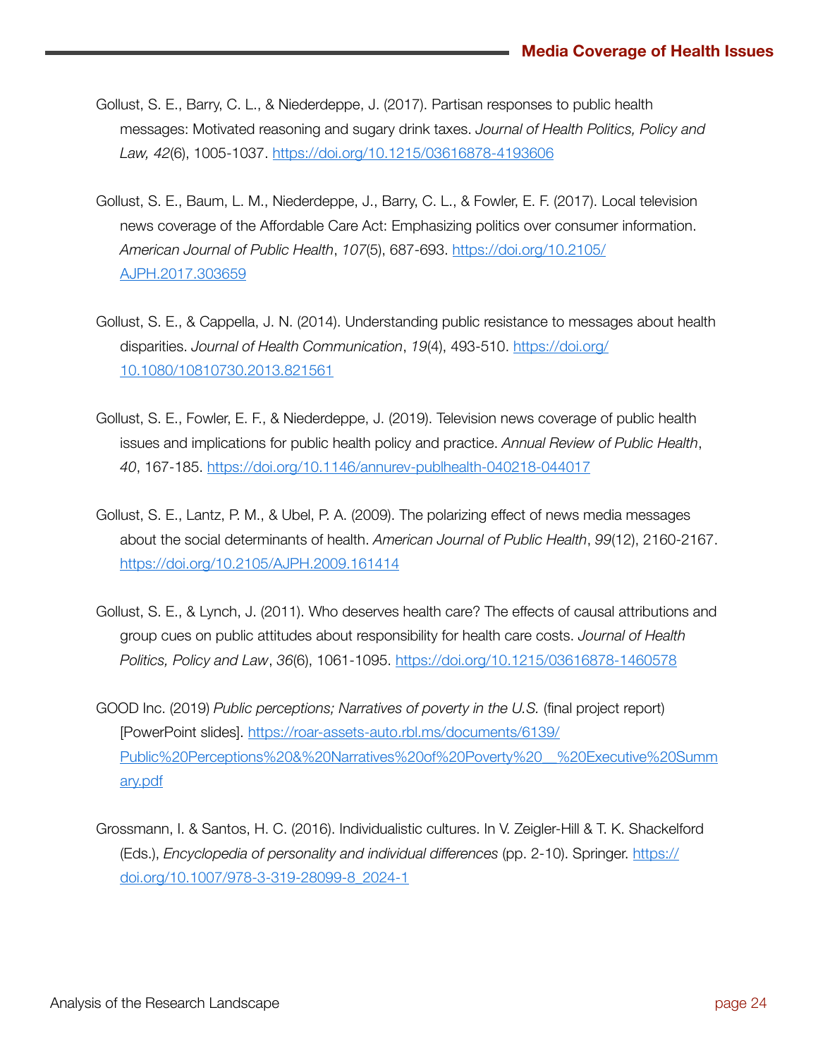Gollust, S. E., Barry, C. L., & Niederdeppe, J. (2017). Partisan responses to public health messages: Motivated reasoning and sugary drink taxes. *Journal of Health Politics, Policy and Law, 42*(6), 1005-1037. https://doi.org/10.1215/03616878-4193606

Gollust, S. E., Baum, L. M., Niederdeppe, J., Barry, C. L., & Fowler, E. F. (2017). Local television news coverage of the Affordable Care Act: Emphasizing politics over consumer information. *American Journal of Public Health*, *107*(5), 687-693. https://doi.org/10.2105/AJPH.2017.303659

Gollust, S. E., & Cappella, J. N. (2014). Understanding public resistance to messages about health disparities. *Journal of Health Communication*, *19*(4), 493-510. https://doi.org/10.1080/10810730.2013.821561

Gollust, S. E., Fowler, E. F., & Niederdeppe, J. (2019). Television news coverage of public health issues and implications for public health policy and practice. *Annual Review of Public Health*, *40*, 167-185. https://doi.org/10.1146/annurev-publhealth-040218-044017

Gollust, S. E., Lantz, P. M., & Ubel, P. A. (2009). The polarizing effect of news media messages about the social determinants of health. *American Journal of Public Health*, *99*(12), 2160-2167. https://doi.org/10.2105/AJPH.2009.161414

Gollust, S. E., & Lynch, J. (2011). Who deserves health care? The effects of causal attributions and group cues on public attitudes about responsibility for health care costs. *Journal of Health Politics, Policy and Law*, *36*(6), 1061-1095. https://doi.org/10.1215/03616878-1460578

GOOD Inc. (2019) *Public perceptions; Narratives of poverty in the U.S.* (final project report) [PowerPoint slides]. https://roar-assets-auto.rbl.ms/documents/6139/Public%20Perceptions%20&%20Narratives%20of%20Poverty%20__%20Executive%20Summary.pdf

Grossmann, I. & Santos, H. C. (2016). Individualistic cultures. In V. Zeigler-Hill & T. K. Shackelford (Eds.), *Encyclopedia of personality and individual differences* (pp. 2-10). Springer. https://doi.org/10.1007/978-3-319-28099-8_2024-1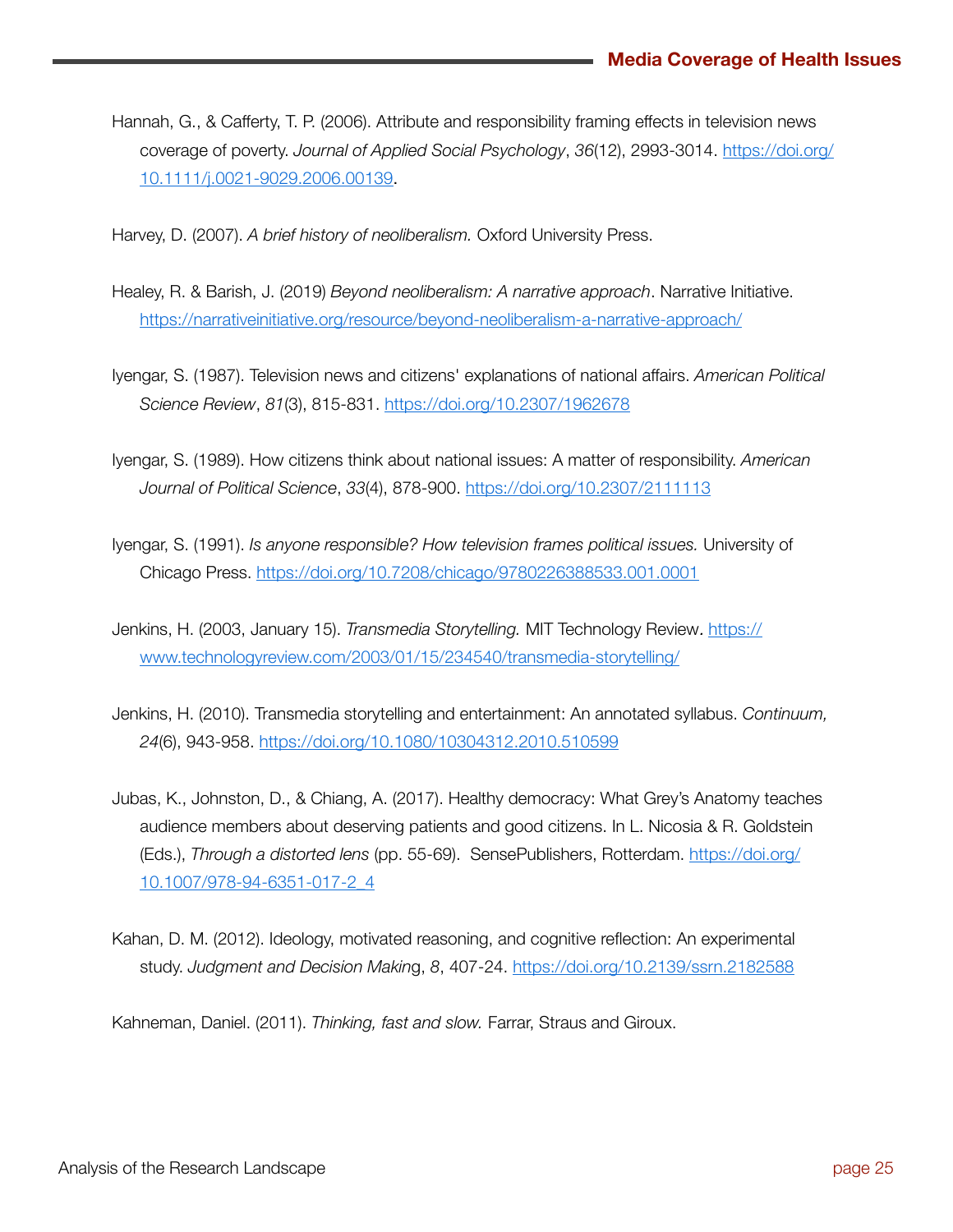Hannah, G., & Cafferty, T. P. (2006). Attribute and responsibility framing effects in television news coverage of poverty. *Journal of Applied Social Psychology*, *36*(12), 2993-3014. https://doi.org/10.1111/j.0021-9029.2006.00139.

Harvey, D. (2007). *A brief history of neoliberalism.* Oxford University Press.

Healey, R. & Barish, J. (2019) *Beyond neoliberalism: A narrative approach*. Narrative Initiative. https://narrativeinitiative.org/resource/beyond-neoliberalism-a-narrative-approach/

Iyengar, S. (1987). Television news and citizens' explanations of national affairs. *American Political Science Review*, *81*(3), 815-831. https://doi.org/10.2307/1962678

Iyengar, S. (1989). How citizens think about national issues: A matter of responsibility. *American Journal of Political Science*, *33*(4), 878-900. https://doi.org/10.2307/2111113

Iyengar, S. (1991). *Is anyone responsible? How television frames political issues.* University of Chicago Press. https://doi.org/10.7208/chicago/9780226388533.001.0001

Jenkins, H. (2003, January 15). *Transmedia Storytelling.* MIT Technology Review. https://www.technologyreview.com/2003/01/15/234540/transmedia-storytelling/

Jenkins, H. (2010). Transmedia storytelling and entertainment: An annotated syllabus. *Continuum, 24*(6), 943-958. https://doi.org/10.1080/10304312.2010.510599

Jubas, K., Johnston, D., & Chiang, A. (2017). Healthy democracy: What Grey's Anatomy teaches audience members about deserving patients and good citizens. In L. Nicosia & R. Goldstein (Eds.), *Through a distorted lens* (pp. 55-69). SensePublishers, Rotterdam. https://doi.org/10.1007/978-94-6351-017-2_4

Kahan, D. M. (2012). Ideology, motivated reasoning, and cognitive reflection: An experimental study. *Judgment and Decision Making*, *8*, 407-24. https://doi.org/10.2139/ssrn.2182588

Kahneman, Daniel. (2011). *Thinking, fast and slow.* Farrar, Straus and Giroux.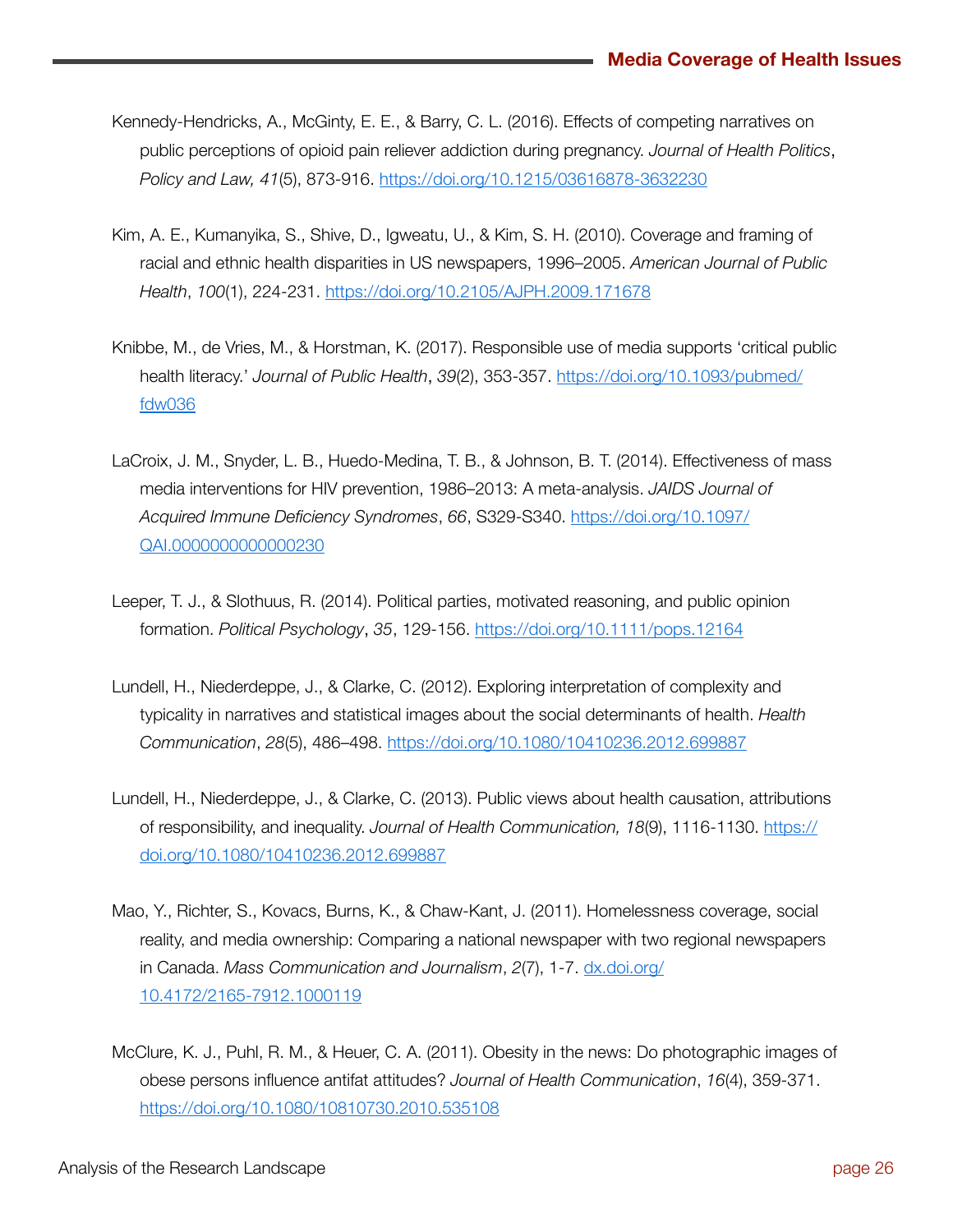Kennedy-Hendricks, A., McGinty, E. E., & Barry, C. L. (2016). Effects of competing narratives on public perceptions of opioid pain reliever addiction during pregnancy. *Journal of Health Politics, Policy and Law, 41*(5), 873-916. https://doi.org/10.1215/03616878-3632230

Kim, A. E., Kumanyika, S., Shive, D., Igweatu, U., & Kim, S. H. (2010). Coverage and framing of racial and ethnic health disparities in US newspapers, 1996–2005. *American Journal of Public Health*, *100*(1), 224-231. https://doi.org/10.2105/AJPH.2009.171678

Knibbe, M., de Vries, M., & Horstman, K. (2017). Responsible use of media supports 'critical public health literacy.' *Journal of Public Health*, *39*(2), 353-357. https://doi.org/10.1093/pubmed/fdw036

LaCroix, J. M., Snyder, L. B., Huedo-Medina, T. B., & Johnson, B. T. (2014). Effectiveness of mass media interventions for HIV prevention, 1986–2013: A meta-analysis. *JAIDS Journal of Acquired Immune Deficiency Syndromes*, *66*, S329-S340. https://doi.org/10.1097/QAI.0000000000000230

Leeper, T. J., & Slothuus, R. (2014). Political parties, motivated reasoning, and public opinion formation. *Political Psychology*, *35*, 129-156. https://doi.org/10.1111/pops.12164

Lundell, H., Niederdeppe, J., & Clarke, C. (2012). Exploring interpretation of complexity and typicality in narratives and statistical images about the social determinants of health. *Health Communication*, *28*(5), 486–498. https://doi.org/10.1080/10410236.2012.699887

Lundell, H., Niederdeppe, J., & Clarke, C. (2013). Public views about health causation, attributions of responsibility, and inequality. *Journal of Health Communication, 18*(9), 1116-1130. https://doi.org/10.1080/10410236.2012.699887

Mao, Y., Richter, S., Kovacs, Burns, K., & Chaw-Kant, J. (2011). Homelessness coverage, social reality, and media ownership: Comparing a national newspaper with two regional newspapers in Canada. *Mass Communication and Journalism*, *2*(7), 1-7. dx.doi.org/10.4172/2165-7912.1000119

McClure, K. J., Puhl, R. M., & Heuer, C. A. (2011). Obesity in the news: Do photographic images of obese persons influence antifat attitudes? *Journal of Health Communication*, *16*(4), 359-371. https://doi.org/10.1080/10810730.2010.535108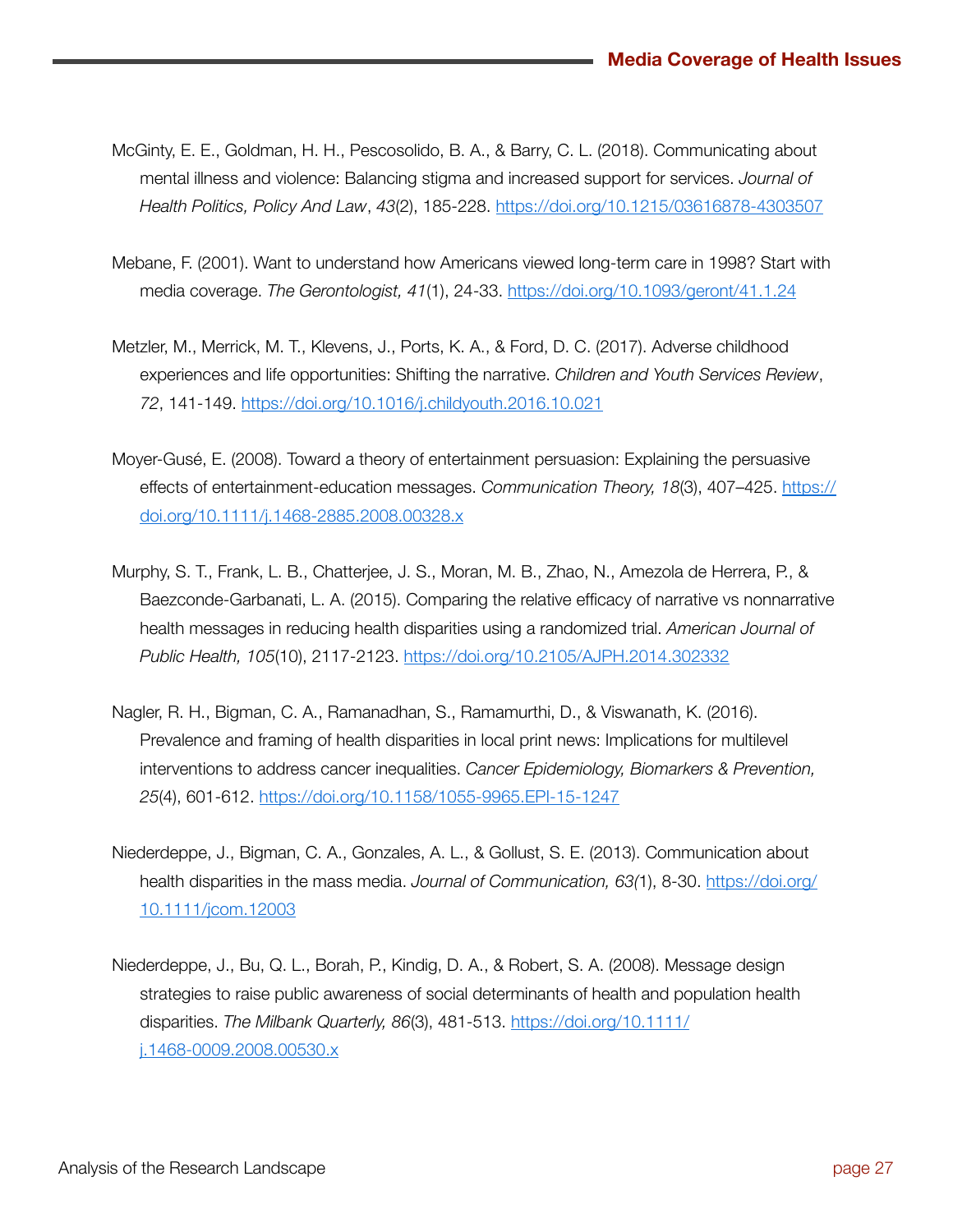McGinty, E. E., Goldman, H. H., Pescosolido, B. A., & Barry, C. L. (2018). Communicating about mental illness and violence: Balancing stigma and increased support for services. *Journal of Health Politics, Policy And Law*, *43*(2), 185-228. https://doi.org/10.1215/03616878-4303507

Mebane, F. (2001). Want to understand how Americans viewed long-term care in 1998? Start with media coverage. *The Gerontologist, 41*(1), 24-33. https://doi.org/10.1093/geront/41.1.24

Metzler, M., Merrick, M. T., Klevens, J., Ports, K. A., & Ford, D. C. (2017). Adverse childhood experiences and life opportunities: Shifting the narrative. *Children and Youth Services Review*, *72*, 141-149. https://doi.org/10.1016/j.childyouth.2016.10.021

Moyer-Gusé, E. (2008). Toward a theory of entertainment persuasion: Explaining the persuasive effects of entertainment-education messages. *Communication Theory, 18*(3), 407–425. https://doi.org/10.1111/j.1468-2885.2008.00328.x

Murphy, S. T., Frank, L. B., Chatterjee, J. S., Moran, M. B., Zhao, N., Amezola de Herrera, P., & Baezconde-Garbanati, L. A. (2015). Comparing the relative efficacy of narrative vs nonnarrative health messages in reducing health disparities using a randomized trial. *American Journal of Public Health, 105*(10), 2117-2123. https://doi.org/10.2105/AJPH.2014.302332

Nagler, R. H., Bigman, C. A., Ramanadhan, S., Ramamurthi, D., & Viswanath, K. (2016). Prevalence and framing of health disparities in local print news: Implications for multilevel interventions to address cancer inequalities. *Cancer Epidemiology, Biomarkers & Prevention, 25*(4), 601-612. https://doi.org/10.1158/1055-9965.EPI-15-1247

Niederdeppe, J., Bigman, C. A., Gonzales, A. L., & Gollust, S. E. (2013). Communication about health disparities in the mass media. *Journal of Communication, 63(*1), 8-30. https://doi.org/10.1111/jcom.12003

Niederdeppe, J., Bu, Q. L., Borah, P., Kindig, D. A., & Robert, S. A. (2008). Message design strategies to raise public awareness of social determinants of health and population health disparities. *The Milbank Quarterly, 86*(3), 481-513. https://doi.org/10.1111/j.1468-0009.2008.00530.x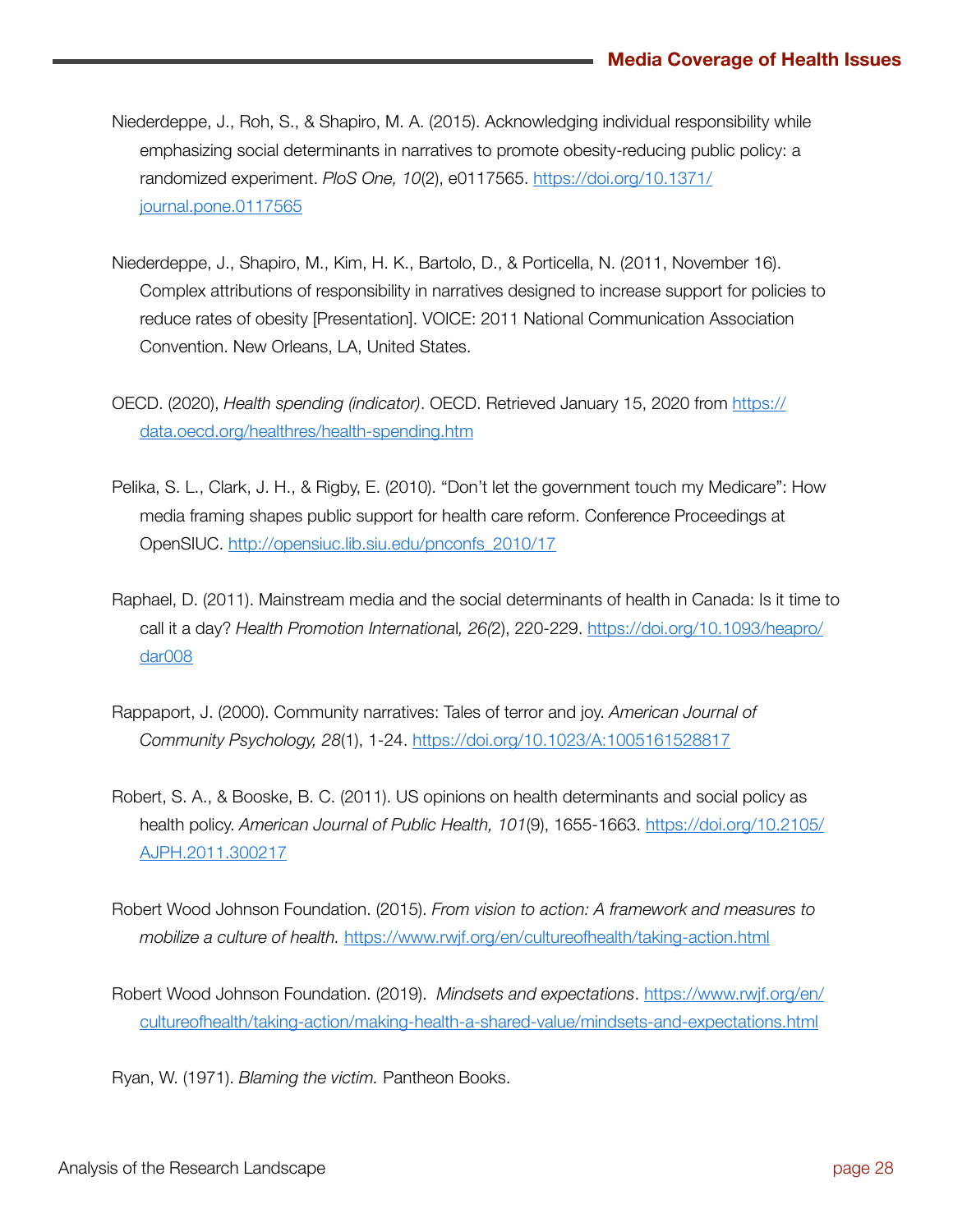Niederdeppe, J., Roh, S., & Shapiro, M. A. (2015). Acknowledging individual responsibility while emphasizing social determinants in narratives to promote obesity-reducing public policy: a randomized experiment. *PloS One, 10*(2), e0117565. https://doi.org/10.1371/journal.pone.0117565

Niederdeppe, J., Shapiro, M., Kim, H. K., Bartolo, D., & Porticella, N. (2011, November 16). Complex attributions of responsibility in narratives designed to increase support for policies to reduce rates of obesity [Presentation]. VOICE: 2011 National Communication Association Convention. New Orleans, LA, United States.

OECD. (2020), *Health spending (indicator)*. OECD. Retrieved January 15, 2020 from https://data.oecd.org/healthres/health-spending.htm

Pelika, S. L., Clark, J. H., & Rigby, E. (2010). "Don't let the government touch my Medicare": How media framing shapes public support for health care reform. Conference Proceedings at OpenSIUC. http://opensiuc.lib.siu.edu/pnconfs_2010/17

Raphael, D. (2011). Mainstream media and the social determinants of health in Canada: Is it time to call it a day? *Health Promotion International, 26(*2), 220-229. https://doi.org/10.1093/heapro/dar008

Rappaport, J. (2000). Community narratives: Tales of terror and joy. *American Journal of Community Psychology, 28*(1), 1-24. https://doi.org/10.1023/A:1005161528817

Robert, S. A., & Booske, B. C. (2011). US opinions on health determinants and social policy as health policy. *American Journal of Public Health, 101*(9), 1655-1663. https://doi.org/10.2105/AJPH.2011.300217

Robert Wood Johnson Foundation. (2015). *From vision to action: A framework and measures to mobilize a culture of health.* https://www.rwjf.org/en/cultureofhealth/taking-action.html

Robert Wood Johnson Foundation. (2019). *Mindsets and expectations*. https://www.rwjf.org/en/cultureofhealth/taking-action/making-health-a-shared-value/mindsets-and-expectations.html

Ryan, W. (1971). *Blaming the victim.* Pantheon Books.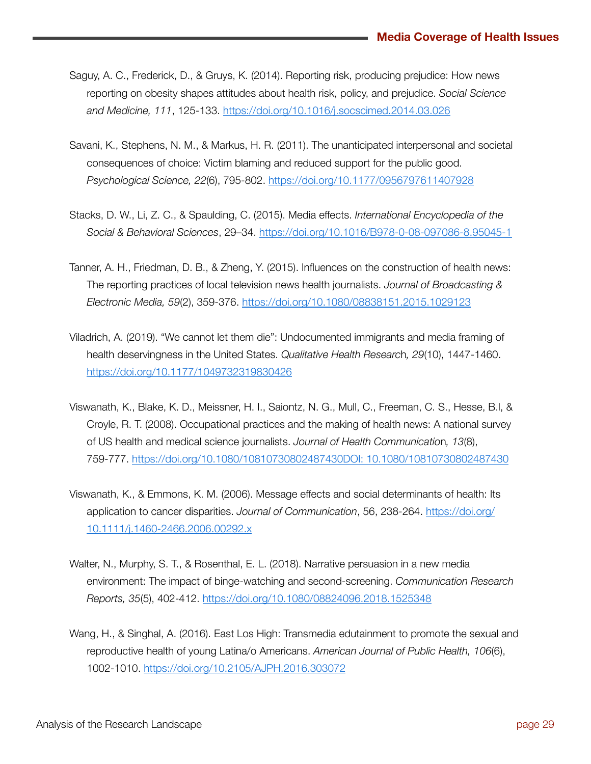Saguy, A. C., Frederick, D., & Gruys, K. (2014). Reporting risk, producing prejudice: How news reporting on obesity shapes attitudes about health risk, policy, and prejudice. *Social Science and Medicine, 111*, 125-133. https://doi.org/10.1016/j.socscimed.2014.03.026

Savani, K., Stephens, N. M., & Markus, H. R. (2011). The unanticipated interpersonal and societal consequences of choice: Victim blaming and reduced support for the public good. *Psychological Science, 22*(6), 795-802. https://doi.org/10.1177/0956797611407928

Stacks, D. W., Li, Z. C., & Spaulding, C. (2015). Media effects. *International Encyclopedia of the Social & Behavioral Sciences*, 29–34. https://doi.org/10.1016/B978-0-08-097086-8.95045-1

Tanner, A. H., Friedman, D. B., & Zheng, Y. (2015). Influences on the construction of health news: The reporting practices of local television news health journalists. *Journal of Broadcasting & Electronic Media, 59*(2), 359-376. https://doi.org/10.1080/08838151.2015.1029123

Viladrich, A. (2019). "We cannot let them die": Undocumented immigrants and media framing of health deservingness in the United States. *Qualitative Health Research, 29*(10), 1447-1460. https://doi.org/10.1177/1049732319830426

Viswanath, K., Blake, K. D., Meissner, H. I., Saiontz, N. G., Mull, C., Freeman, C. S., Hesse, B.I, & Croyle, R. T. (2008). Occupational practices and the making of health news: A national survey of US health and medical science journalists. *Journal of Health Communication, 13*(8), 759-777. https://doi.org/10.1080/10810730802487430DOI: 10.1080/10810730802487430

Viswanath, K., & Emmons, K. M. (2006). Message effects and social determinants of health: Its application to cancer disparities. *Journal of Communication*, 56, 238-264. https://doi.org/10.1111/j.1460-2466.2006.00292.x

Walter, N., Murphy, S. T., & Rosenthal, E. L. (2018). Narrative persuasion in a new media environment: The impact of binge-watching and second-screening. *Communication Research Reports, 35*(5), 402-412. https://doi.org/10.1080/08824096.2018.1525348

Wang, H., & Singhal, A. (2016). East Los High: Transmedia edutainment to promote the sexual and reproductive health of young Latina/o Americans. *American Journal of Public Health, 106*(6), 1002-1010. https://doi.org/10.2105/AJPH.2016.303072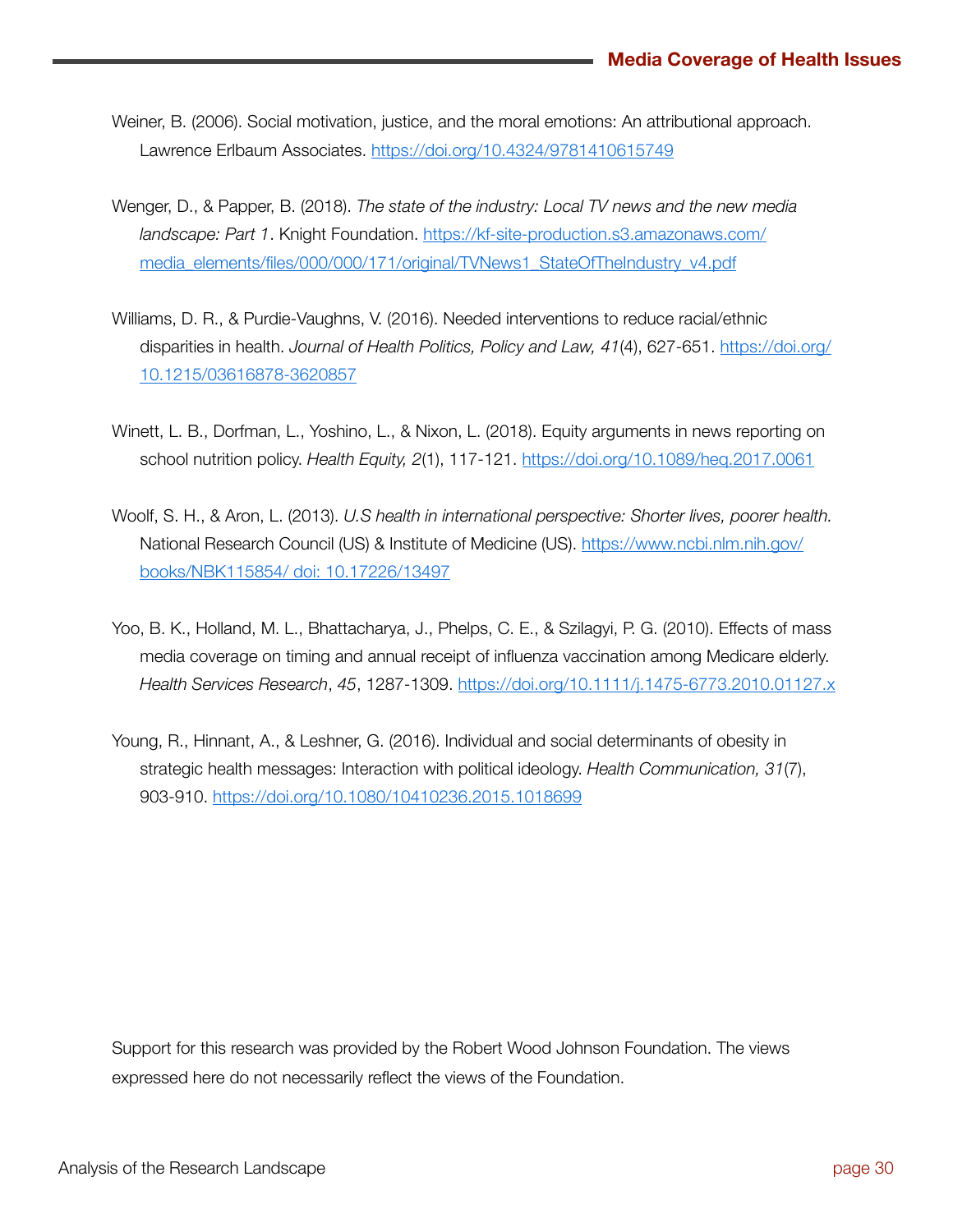Weiner, B. (2006). Social motivation, justice, and the moral emotions: An attributional approach. Lawrence Erlbaum Associates. https://doi.org/10.4324/9781410615749

Wenger, D., & Papper, B. (2018). *The state of the industry: Local TV news and the new media landscape: Part 1*. Knight Foundation. https://kf-site-production.s3.amazonaws.com/media_elements/files/000/000/171/original/TVNews1_StateOfTheIndustry_v4.pdf

Williams, D. R., & Purdie-Vaughns, V. (2016). Needed interventions to reduce racial/ethnic disparities in health. *Journal of Health Politics, Policy and Law, 41*(4), 627-651. https://doi.org/10.1215/03616878-3620857

Winett, L. B., Dorfman, L., Yoshino, L., & Nixon, L. (2018). Equity arguments in news reporting on school nutrition policy. *Health Equity, 2*(1), 117-121. https://doi.org/10.1089/heq.2017.0061

Woolf, S. H., & Aron, L. (2013). *U.S health in international perspective: Shorter lives, poorer health.* National Research Council (US) & Institute of Medicine (US). https://www.ncbi.nlm.nih.gov/books/NBK115854/ doi: 10.17226/13497

Yoo, B. K., Holland, M. L., Bhattacharya, J., Phelps, C. E., & Szilagyi, P. G. (2010). Effects of mass media coverage on timing and annual receipt of influenza vaccination among Medicare elderly. *Health Services Research*, *45*, 1287-1309. https://doi.org/10.1111/j.1475-6773.2010.01127.x

Young, R., Hinnant, A., & Leshner, G. (2016). Individual and social determinants of obesity in strategic health messages: Interaction with political ideology. *Health Communication, 31*(7), 903-910. https://doi.org/10.1080/10410236.2015.1018699

Support for this research was provided by the Robert Wood Johnson Foundation. The views expressed here do not necessarily reflect the views of the Foundation.